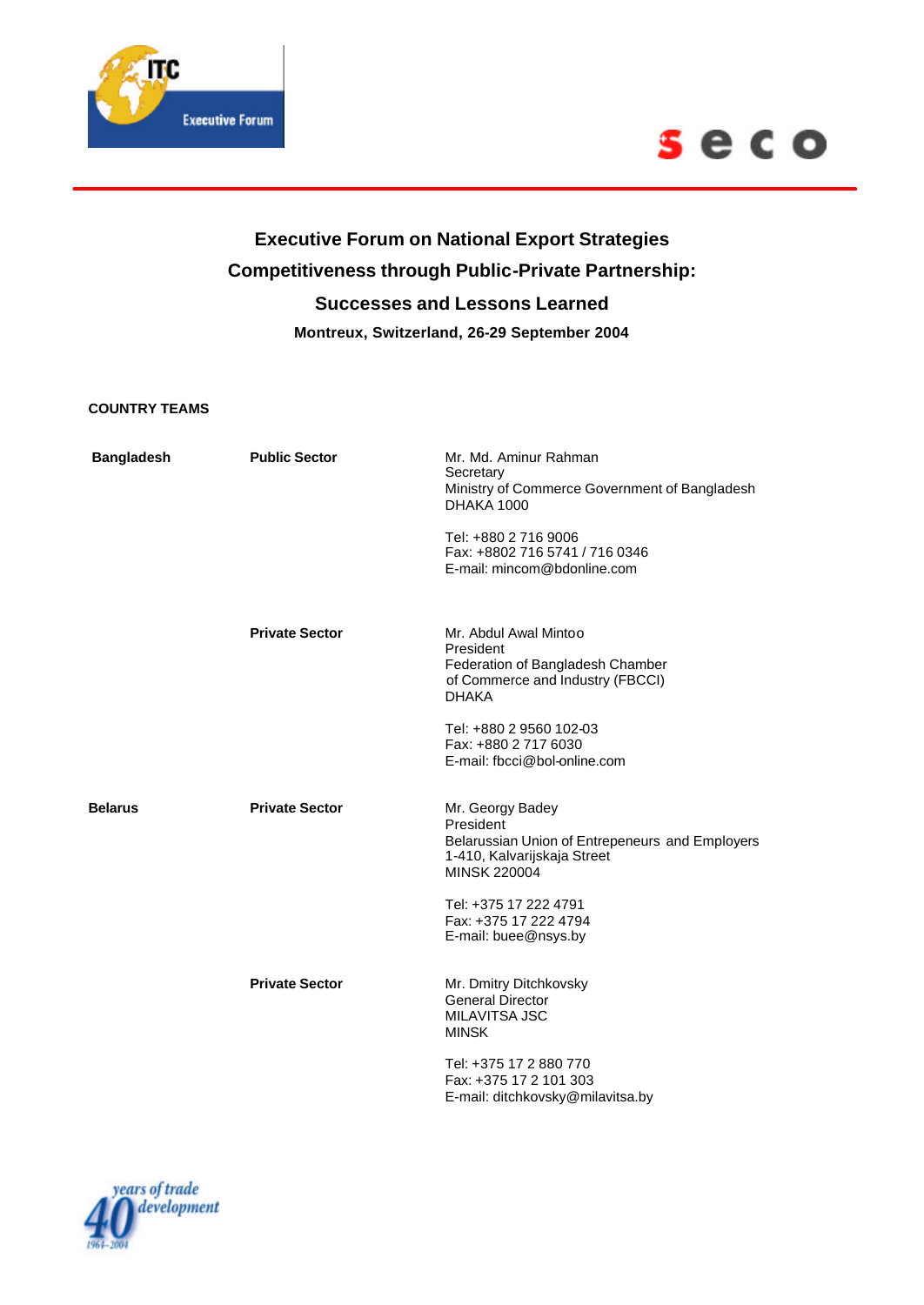# Executive Forum on National Export Strategies

## Competitiveness through Public-Private Partnership:

## Successes and Lessons Learned

**Montreux, Switzerland, 26-29 September 2004**

**COUNTRY TEAMS**

| | | |
|---|---|---|
| **Bangladesh** | **Public Sector** | Mr. Md. Aminur Rahman<br>Secretary<br>Ministry of Commerce Government of Bangladesh<br>DHAKA 1000<br><br>Tel: +880 2 716 9006<br>Fax: +8802 716 5741 / 716 0346<br>E-mail: mincom@bdonline.com |
| | **Private Sector** | Mr. Abdul Awal Mintoo<br>President<br>Federation of Bangladesh Chamber of Commerce and Industry (FBCCI)<br>DHAKA<br><br>Tel: +880 2 9560 102-03<br>Fax: +880 2 717 6030<br>E-mail: fbcci@bol-online.com |
| **Belarus** | **Private Sector** | Mr. Georgy Badey<br>President<br>Belarussian Union of Entrepeneurs and Employers<br>1-410, Kalvarijskaja Street<br>MINSK 220004<br><br>Tel: +375 17 222 4791<br>Fax: +375 17 222 4794<br>E-mail: buee@nsys.by |
| | **Private Sector** | Mr. Dmitry Ditchkovsky<br>General Director<br>MILAVITSA JSC<br>MINSK<br><br>Tel: +375 17 2 880 770<br>Fax: +375 17 2 101 303<br>E-mail: ditchkovsky@milavitsa.by |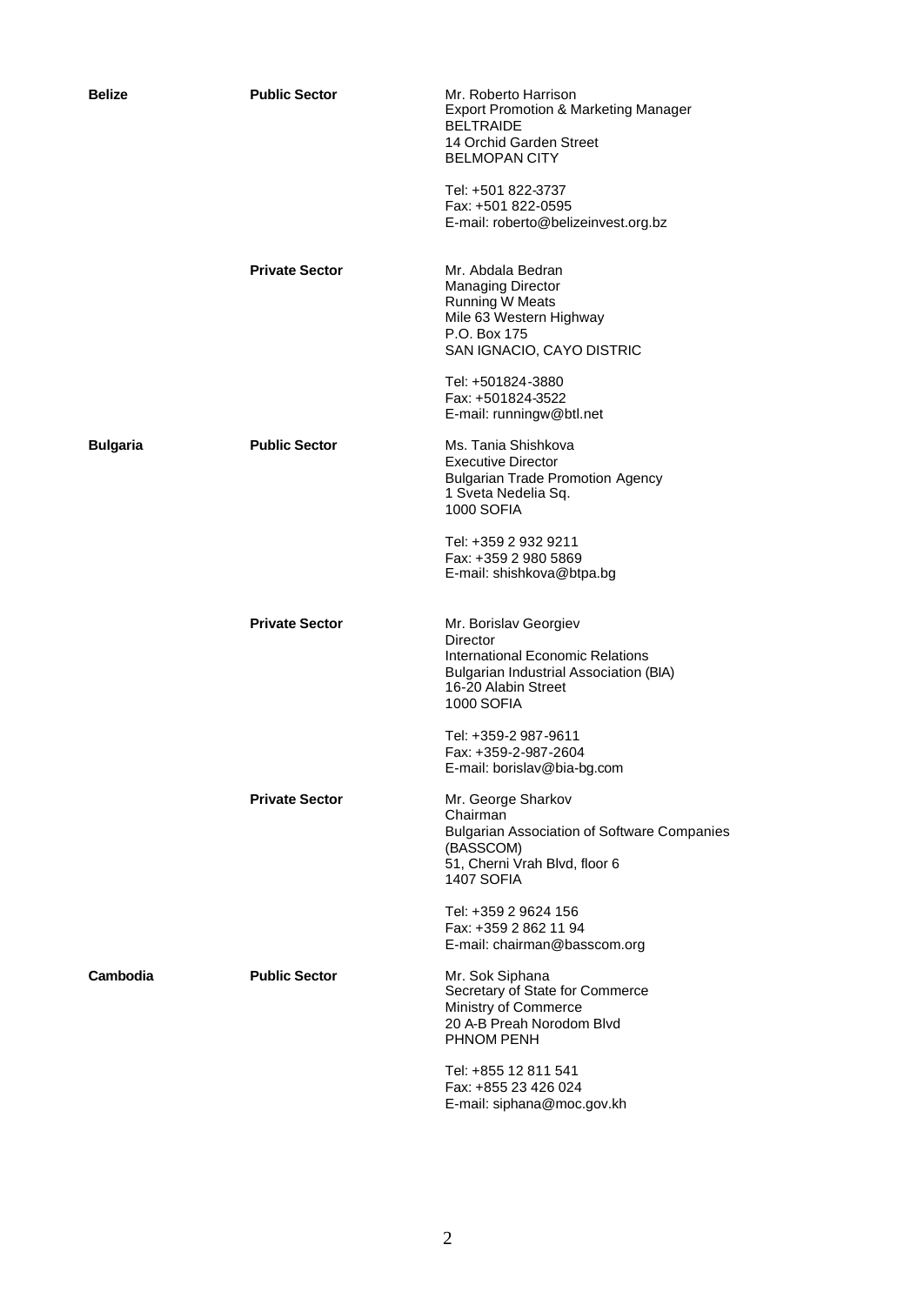| | | |
|---|---|---|
| **Belize** | **Public Sector** | Mr. Roberto Harrison<br>Export Promotion & Marketing Manager<br>BELTRAIDE<br>14 Orchid Garden Street<br>BELMOPAN CITY<br><br>Tel: +501 822-3737<br>Fax: +501 822-0595<br>E-mail: roberto@belizeinvest.org.bz |
| | **Private Sector** | Mr. Abdala Bedran<br>Managing Director<br>Running W Meats<br>Mile 63 Western Highway<br>P.O. Box 175<br>SAN IGNACIO, CAYO DISTRIC<br><br>Tel: +501824-3880<br>Fax: +501824-3522<br>E-mail: runningw@btl.net |
| **Bulgaria** | **Public Sector** | Ms. Tania Shishkova<br>Executive Director<br>Bulgarian Trade Promotion Agency<br>1 Sveta Nedelia Sq.<br>1000 SOFIA<br><br>Tel: +359 2 932 9211<br>Fax: +359 2 980 5869<br>E-mail: shishkova@btpa.bg |
| | **Private Sector** | Mr. Borislav Georgiev<br>Director<br>International Economic Relations<br>Bulgarian Industrial Association (BIA)<br>16-20 Alabin Street<br>1000 SOFIA<br><br>Tel: +359-2 987-9611<br>Fax: +359-2-987-2604<br>E-mail: borislav@bia-bg.com |
| | **Private Sector** | Mr. George Sharkov<br>Chairman<br>Bulgarian Association of Software Companies (BASSCOM)<br>51, Cherni Vrah Blvd, floor 6<br>1407 SOFIA<br><br>Tel: +359 2 9624 156<br>Fax: +359 2 862 11 94<br>E-mail: chairman@basscom.org |
| **Cambodia** | **Public Sector** | Mr. Sok Siphana<br>Secretary of State for Commerce<br>Ministry of Commerce<br>20 A-B Preah Norodom Blvd<br>PHNOM PENH<br><br>Tel: +855 12 811 541<br>Fax: +855 23 426 024<br>E-mail: siphana@moc.gov.kh |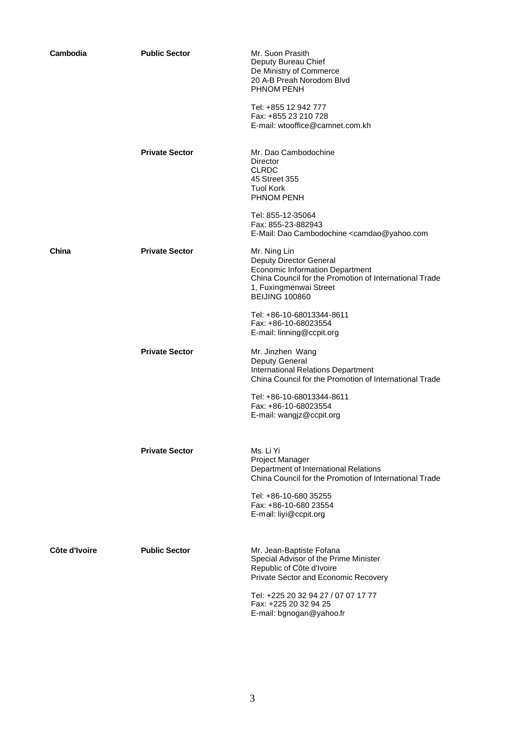| | | |
|---|---|---|
| **Cambodia** | **Public Sector** | Mr. Suon Prasith<br>Deputy Bureau Chief<br>De Ministry of Commerce<br>20 A-B Preah Norodom Blvd<br>PHNOM PENH<br><br>Tel: +855 12 942 777<br>Fax: +855 23 210 728<br>E-mail: wtooffice@camnet.com.kh |
| | **Private Sector** | Mr. Dao Cambodochine<br>Director<br>CLRDC<br>45 Street 355<br>Tuol Kork<br>PHNOM PENH<br><br>Tel: 855-12-35064<br>Fax: 855-23-882943<br>E-Mail: Dao Cambodochine <camdao@yahoo.com |
| **China** | **Private Sector** | Mr. Ning Lin<br>Deputy Director General<br>Economic Information Department<br>China Council for the Promotion of International Trade<br>1, Fuxingmenwai Street<br>BEIJING 100860<br><br>Tel: +86-10-68013344-8611<br>Fax: +86-10-68023554<br>E-mail: linning@ccpit.org |
| | **Private Sector** | Mr. Jinzhen Wang<br>Deputy General<br>International Relations Department<br>China Council for the Promotion of International Trade<br><br>Tel: +86-10-68013344-8611<br>Fax: +86-10-68023554<br>E-mail: wangjz@ccpit.org |
| | **Private Sector** | Ms. Li Yi<br>Project Manager<br>Department of International Relations<br>China Council for the Promotion of International Trade<br><br>Tel: +86-10-680 35255<br>Fax: +86-10-680 23554<br>E-mail: liyi@ccpit.org |
| **Côte d'Ivoire** | **Public Sector** | Mr. Jean-Baptiste Fofana<br>Special Advisor of the Prime Minister<br>Republic of Côte d'Ivoire<br>Private Sector and Economic Recovery<br><br>Tel: +225 20 32 94 27 / 07 07 17 77<br>Fax: +225 20 32 94 25<br>E-mail: bgnogan@yahoo.fr |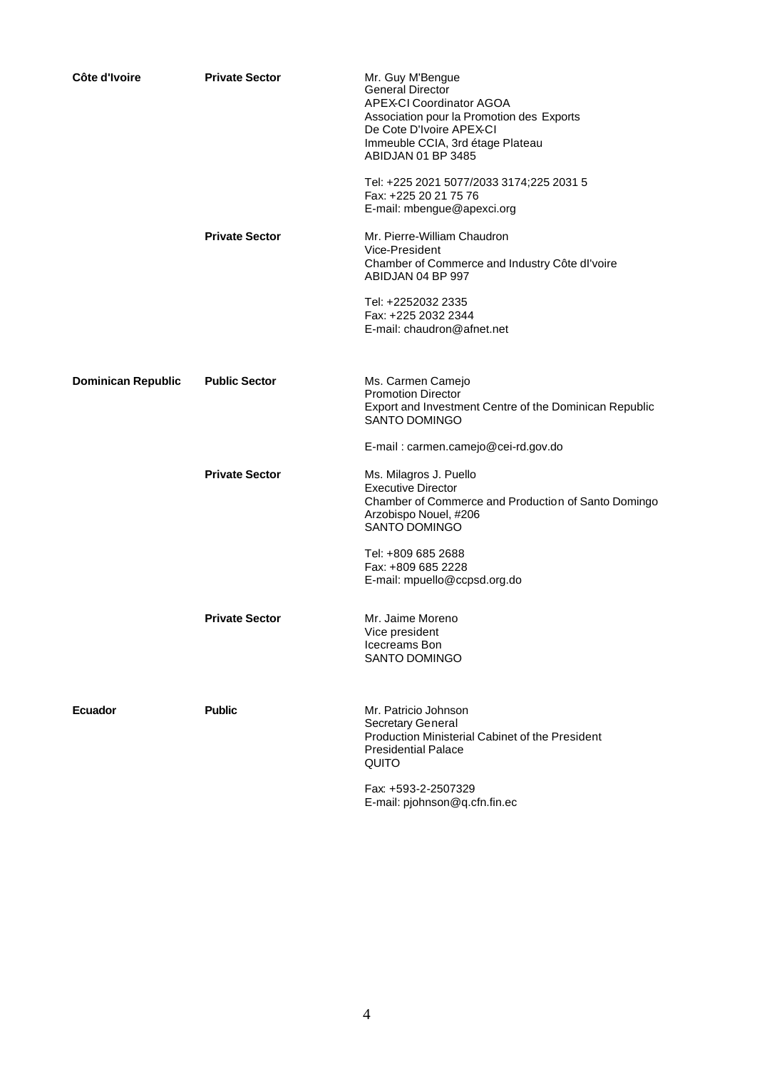| | | |
|---|---|---|
| **Côte d'Ivoire** | **Private Sector** | Mr. Guy M'Bengue<br>General Director<br>APEX-CI Coordinator AGOA<br>Association pour la Promotion des Exports<br>De Cote D'Ivoire APEX-CI<br>Immeuble CCIA, 3rd étage Plateau<br>ABIDJAN 01 BP 3485<br><br>Tel: +225 2021 5077/2033 3174;225 2031 5<br>Fax: +225 20 21 75 76<br>E-mail: mbengue@apexci.org |
| | **Private Sector** | Mr. Pierre-William Chaudron<br>Vice-President<br>Chamber of Commerce and Industry Côte dI'voire<br>ABIDJAN 04 BP 997<br><br>Tel: +2252032 2335<br>Fax: +225 2032 2344<br>E-mail: chaudron@afnet.net |
| **Dominican Republic** | **Public Sector** | Ms. Carmen Camejo<br>Promotion Director<br>Export and Investment Centre of the Dominican Republic<br>SANTO DOMINGO<br><br>E-mail : carmen.camejo@cei-rd.gov.do |
| | **Private Sector** | Ms. Milagros J. Puello<br>Executive Director<br>Chamber of Commerce and Production of Santo Domingo<br>Arzobispo Nouel, #206<br>SANTO DOMINGO<br><br>Tel: +809 685 2688<br>Fax: +809 685 2228<br>E-mail: mpuello@ccpsd.org.do |
| | **Private Sector** | Mr. Jaime Moreno<br>Vice president<br>Icecreams Bon<br>SANTO DOMINGO |
| **Ecuador** | **Public** | Mr. Patricio Johnson<br>Secretary General<br>Production Ministerial Cabinet of the President<br>Presidential Palace<br>QUITO<br><br>Fax: +593-2-2507329<br>E-mail: pjohnson@q.cfn.fin.ec |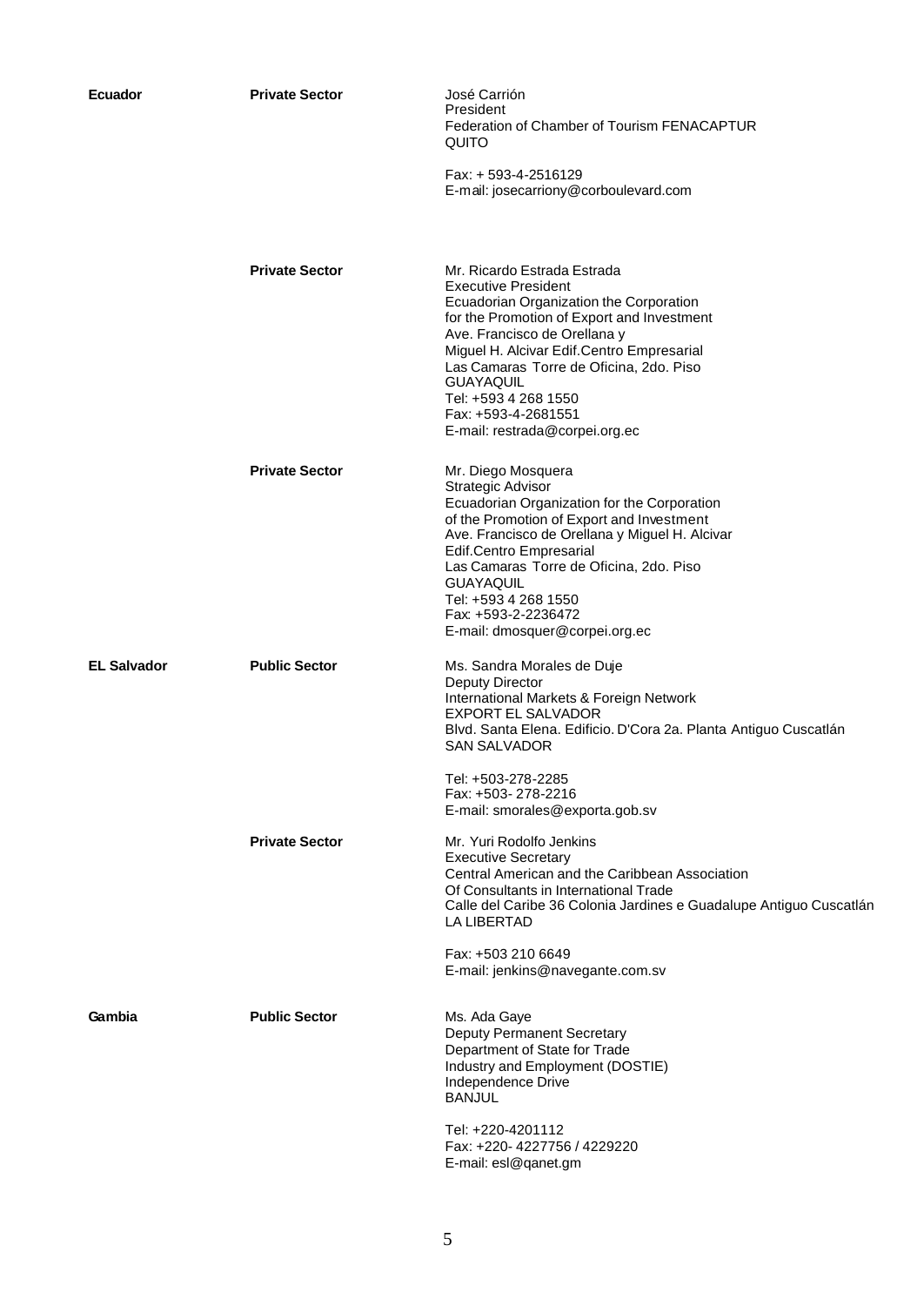| | | |
|---|---|---|
| **Ecuador** | **Private Sector** | José Carrión<br>President<br>Federation of Chamber of Tourism FENACAPTUR<br>QUITO<br><br>Fax: + 593-4-2516129<br>E-mail: josecarriony@corboulevard.com |
| | **Private Sector** | Mr. Ricardo Estrada Estrada<br>Executive President<br>Ecuadorian Organization the Corporation<br>for the Promotion of Export and Investment<br>Ave. Francisco de Orellana y<br>Miguel H. Alcivar Edif.Centro Empresarial<br>Las Camaras Torre de Oficina, 2do. Piso<br>GUAYAQUIL<br>Tel: +593 4 268 1550<br>Fax: +593-4-2681551<br>E-mail: restrada@corpei.org.ec |
| | **Private Sector** | Mr. Diego Mosquera<br>Strategic Advisor<br>Ecuadorian Organization for the Corporation<br>of the Promotion of Export and Investment<br>Ave. Francisco de Orellana y Miguel H. Alcivar<br>Edif.Centro Empresarial<br>Las Camaras Torre de Oficina, 2do. Piso<br>GUAYAQUIL<br>Tel: +593 4 268 1550<br>Fax: +593-2-2236472<br>E-mail: dmosquer@corpei.org.ec |
| **EL Salvador** | **Public Sector** | Ms. Sandra Morales de Duje<br>Deputy Director<br>International Markets & Foreign Network<br>EXPORT EL SALVADOR<br>Blvd. Santa Elena. Edificio. D'Cora 2a. Planta Antiguo Cuscatlán<br>SAN SALVADOR<br><br>Tel: +503-278-2285<br>Fax: +503- 278-2216<br>E-mail: smorales@exporta.gob.sv |
| | **Private Sector** | Mr. Yuri Rodolfo Jenkins<br>Executive Secretary<br>Central American and the Caribbean Association<br>Of Consultants in International Trade<br>Calle del Caribe 36 Colonia Jardines e Guadalupe Antiguo Cuscatlán<br>LA LIBERTAD<br><br>Fax: +503 210 6649<br>E-mail: jenkins@navegante.com.sv |
| **Gambia** | **Public Sector** | Ms. Ada Gaye<br>Deputy Permanent Secretary<br>Department of State for Trade<br>Industry and Employment (DOSTIE)<br>Independence Drive<br>BANJUL<br><br>Tel: +220-4201112<br>Fax: +220- 4227756 / 4229220<br>E-mail: esl@qanet.gm |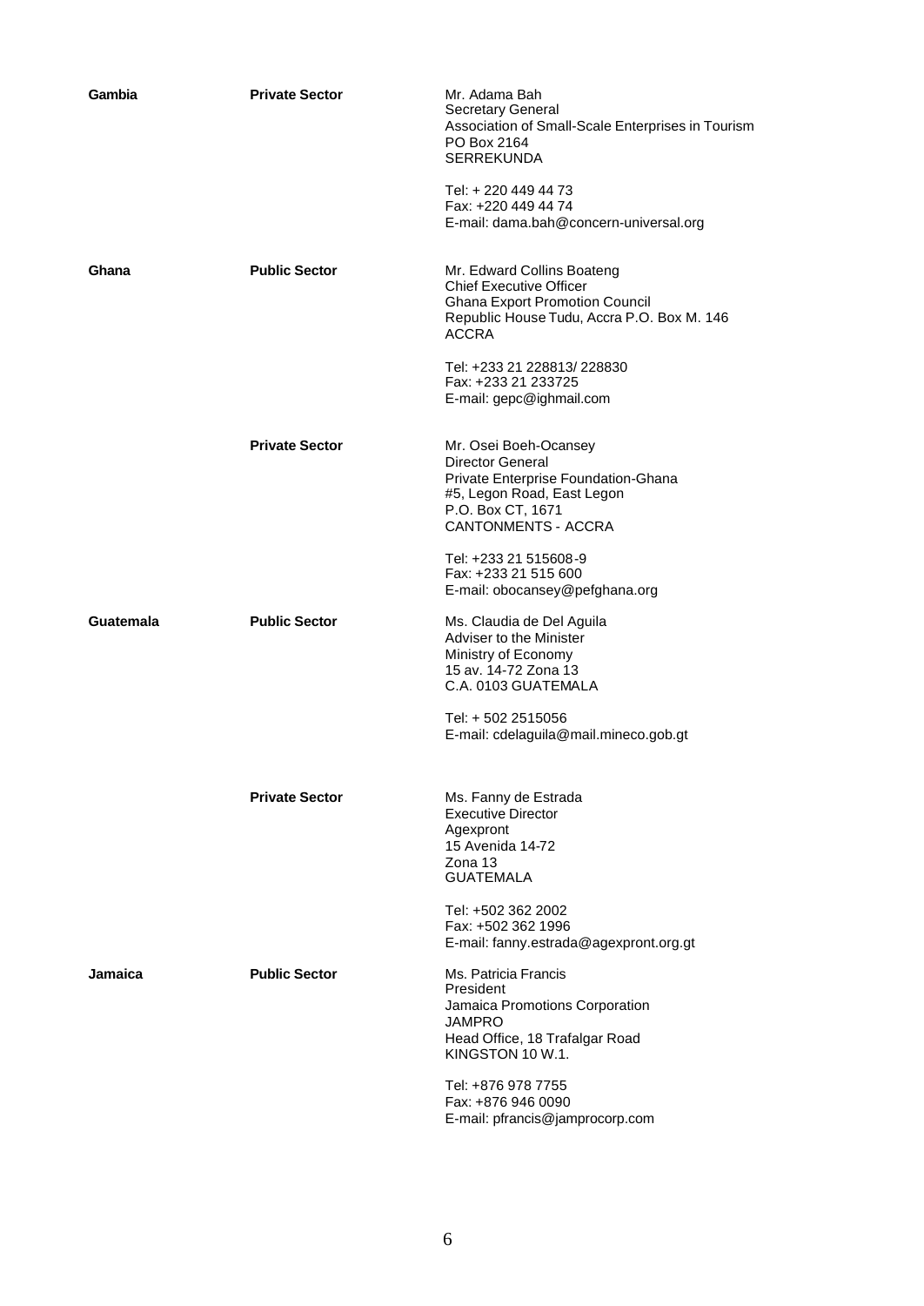| | | |
|---|---|---|
| **Gambia** | **Private Sector** | Mr. Adama Bah<br>Secretary General<br>Association of Small-Scale Enterprises in Tourism<br>PO Box 2164<br>SERREKUNDA<br><br>Tel: + 220 449 44 73<br>Fax: +220 449 44 74<br>E-mail: dama.bah@concern-universal.org |
| **Ghana** | **Public Sector** | Mr. Edward Collins Boateng<br>Chief Executive Officer<br>Ghana Export Promotion Council<br>Republic House Tudu, Accra P.O. Box M. 146<br>ACCRA<br><br>Tel: +233 21 228813/ 228830<br>Fax: +233 21 233725<br>E-mail: gepc@ighmail.com |
| | **Private Sector** | Mr. Osei Boeh-Ocansey<br>Director General<br>Private Enterprise Foundation-Ghana<br>#5, Legon Road, East Legon<br>P.O. Box CT, 1671<br>CANTONMENTS - ACCRA<br><br>Tel: +233 21 515608-9<br>Fax: +233 21 515 600<br>E-mail: obocansey@pefghana.org |
| **Guatemala** | **Public Sector** | Ms. Claudia de Del Aguila<br>Adviser to the Minister<br>Ministry of Economy<br>15 av. 14-72 Zona 13<br>C.A. 0103 GUATEMALA<br><br>Tel: + 502 2515056<br>E-mail: cdelaguila@mail.mineco.gob.gt |
| | **Private Sector** | Ms. Fanny de Estrada<br>Executive Director<br>Agexpront<br>15 Avenida 14-72<br>Zona 13<br>GUATEMALA<br><br>Tel: +502 362 2002<br>Fax: +502 362 1996<br>E-mail: fanny.estrada@agexpront.org.gt |
| **Jamaica** | **Public Sector** | Ms. Patricia Francis<br>President<br>Jamaica Promotions Corporation<br>JAMPRO<br>Head Office, 18 Trafalgar Road<br>KINGSTON 10 W.1.<br><br>Tel: +876 978 7755<br>Fax: +876 946 0090<br>E-mail: pfrancis@jamprocorp.com |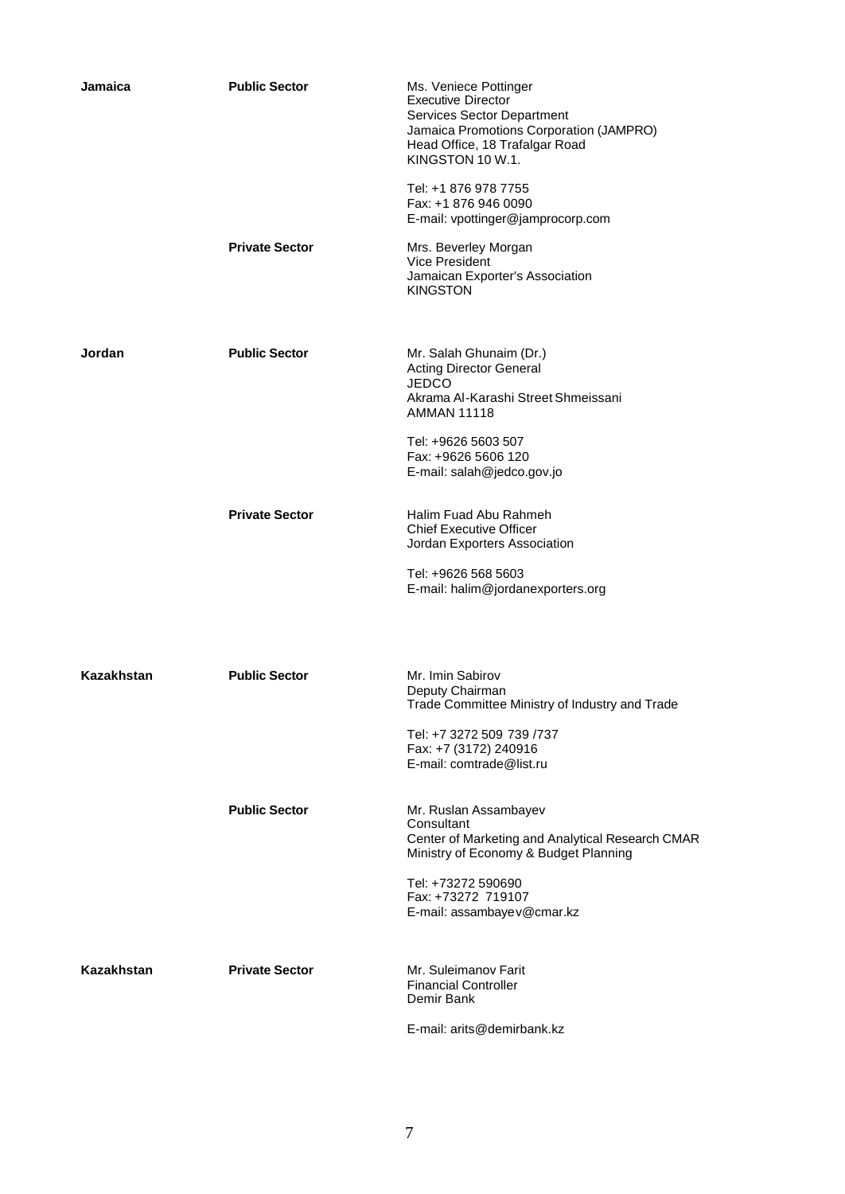| | | |
|---|---|---|
| **Jamaica** | **Public Sector** | Ms. Veniece Pottinger<br>Executive Director<br>Services Sector Department<br>Jamaica Promotions Corporation (JAMPRO)<br>Head Office, 18 Trafalgar Road<br>KINGSTON 10 W.1.<br><br>Tel: +1 876 978 7755<br>Fax: +1 876 946 0090<br>E-mail: vpottinger@jamprocorp.com |
| | **Private Sector** | Mrs. Beverley Morgan<br>Vice President<br>Jamaican Exporter's Association<br>KINGSTON |
| **Jordan** | **Public Sector** | Mr. Salah Ghunaim (Dr.)<br>Acting Director General<br>JEDCO<br>Akrama Al-Karashi Street Shmeissani<br>AMMAN 11118<br><br>Tel: +9626 5603 507<br>Fax: +9626 5606 120<br>E-mail: salah@jedco.gov.jo |
| | **Private Sector** | Halim Fuad Abu Rahmeh<br>Chief Executive Officer<br>Jordan Exporters Association<br><br>Tel: +9626 568 5603<br>E-mail: halim@jordanexporters.org |
| **Kazakhstan** | **Public Sector** | Mr. Imin Sabirov<br>Deputy Chairman<br>Trade Committee Ministry of Industry and Trade<br><br>Tel: +7 3272 509 739 /737<br>Fax: +7 (3172) 240916<br>E-mail: comtrade@list.ru |
| | **Public Sector** | Mr. Ruslan Assambayev<br>Consultant<br>Center of Marketing and Analytical Research CMAR<br>Ministry of Economy & Budget Planning<br><br>Tel: +73272 590690<br>Fax: +73272 719107<br>E-mail: assambayev@cmar.kz |
| **Kazakhstan** | **Private Sector** | Mr. Suleimanov Farit<br>Financial Controller<br>Demir Bank<br><br>E-mail: arits@demirbank.kz |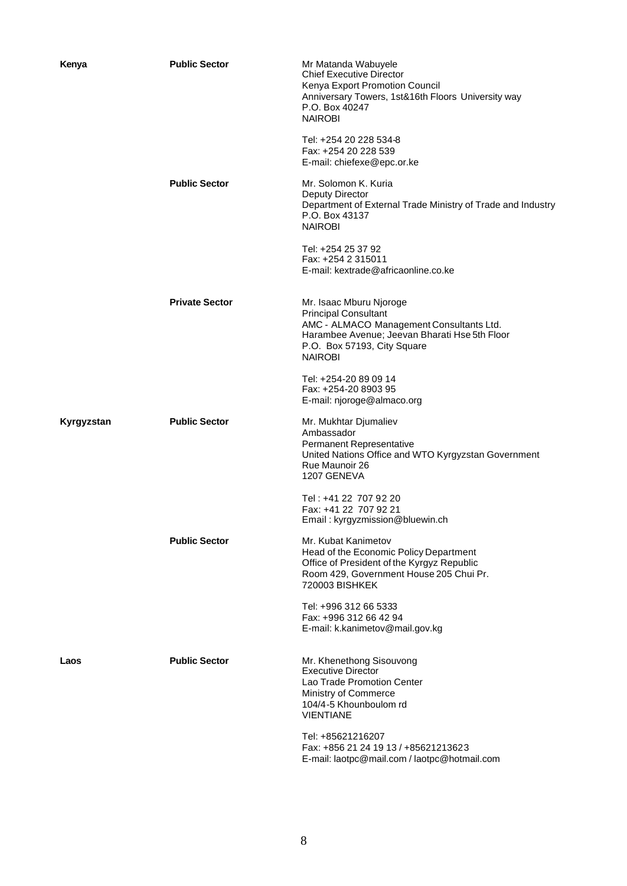| Country | Sector | Contact |
|---|---|---|
| **Kenya** | **Public Sector** | Mr Matanda Wabuyele<br>Chief Executive Director<br>Kenya Export Promotion Council<br>Anniversary Towers, 1st&16th Floors University way<br>P.O. Box 40247<br>NAIROBI<br><br>Tel: +254 20 228 534-8<br>Fax: +254 20 228 539<br>E-mail: chiefexe@epc.or.ke |
| | **Public Sector** | Mr. Solomon K. Kuria<br>Deputy Director<br>Department of External Trade Ministry of Trade and Industry<br>P.O. Box 43137<br>NAIROBI<br><br>Tel: +254 25 37 92<br>Fax: +254 2 315011<br>E-mail: kextrade@africaonline.co.ke |
| | **Private Sector** | Mr. Isaac Mburu Njoroge<br>Principal Consultant<br>AMC - ALMACO Management Consultants Ltd.<br>Harambee Avenue; Jeevan Bharati Hse 5th Floor<br>P.O. Box 57193, City Square<br>NAIROBI<br><br>Tel: +254-20 89 09 14<br>Fax: +254-20 8903 95<br>E-mail: njoroge@almaco.org |
| **Kyrgyzstan** | **Public Sector** | Mr. Mukhtar Djumaliev<br>Ambassador<br>Permanent Representative<br>United Nations Office and WTO Kyrgyzstan Government<br>Rue Maunoir 26<br>1207 GENEVA<br><br>Tel : +41 22 707 92 20<br>Fax: +41 22 707 92 21<br>Email : kyrgyzmission@bluewin.ch |
| | **Public Sector** | Mr. Kubat Kanimetov<br>Head of the Economic Policy Department<br>Office of President of the Kyrgyz Republic<br>Room 429, Government House 205 Chui Pr.<br>720003 BISHKEK<br><br>Tel: +996 312 66 5333<br>Fax: +996 312 66 42 94<br>E-mail: k.kanimetov@mail.gov.kg |
| **Laos** | **Public Sector** | Mr. Khenethong Sisouvong<br>Executive Director<br>Lao Trade Promotion Center<br>Ministry of Commerce<br>104/4-5 Khounboulom rd<br>VIENTIANE<br><br>Tel: +85621216207<br>Fax: +856 21 24 19 13 / +85621213623<br>E-mail: laotpc@mail.com / laotpc@hotmail.com |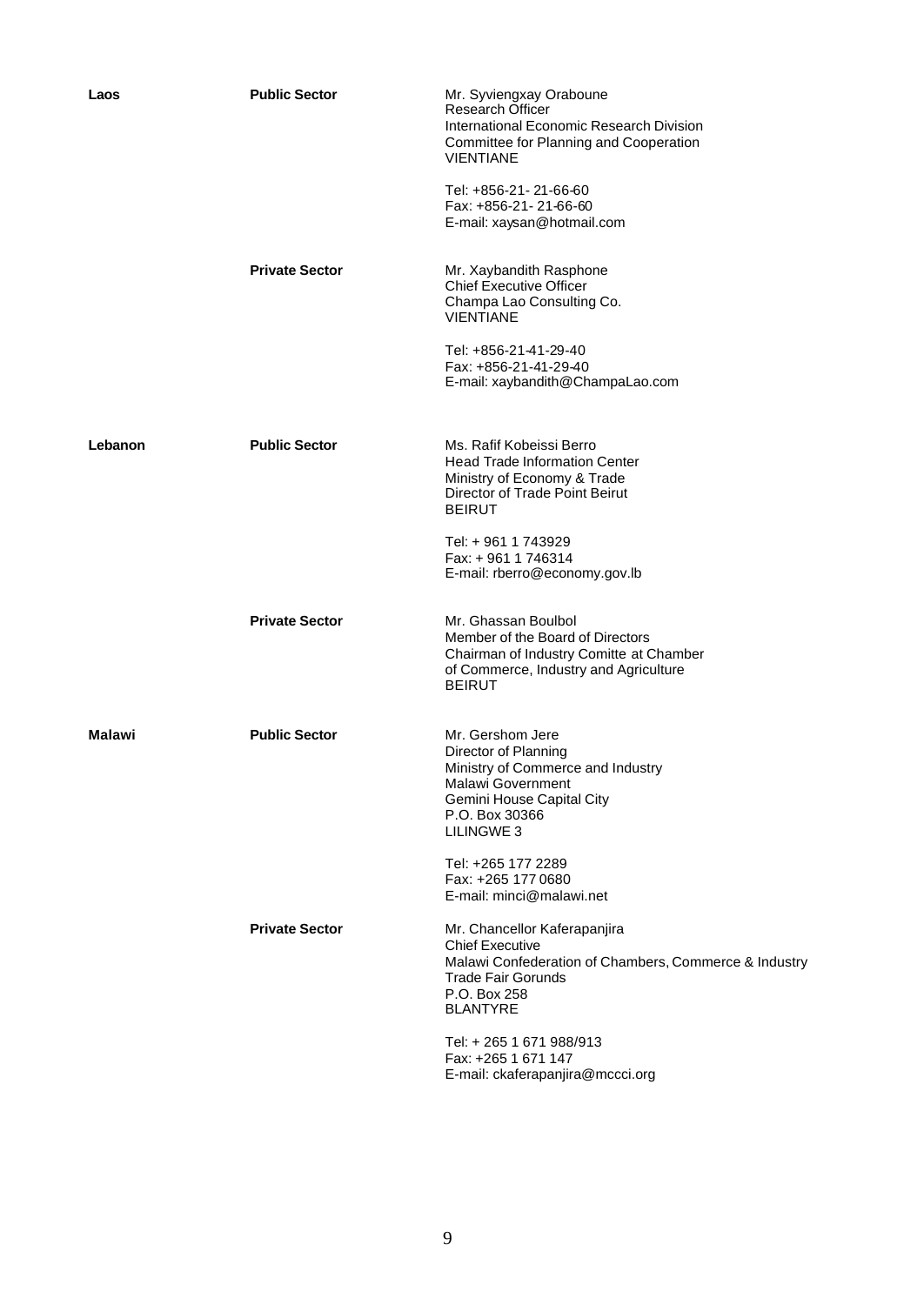| | | |
|---|---|---|
| **Laos** | **Public Sector** | Mr. Syviengxay Oraboune<br>Research Officer<br>International Economic Research Division<br>Committee for Planning and Cooperation<br>VIENTIANE<br><br>Tel: +856-21- 21-66-60<br>Fax: +856-21- 21-66-60<br>E-mail: xaysan@hotmail.com |
| | **Private Sector** | Mr. Xaybandith Rasphone<br>Chief Executive Officer<br>Champa Lao Consulting Co.<br>VIENTIANE<br><br>Tel: +856-21-41-29-40<br>Fax: +856-21-41-29-40<br>E-mail: xaybandith@ChampaLao.com |
| **Lebanon** | **Public Sector** | Ms. Rafif Kobeissi Berro<br>Head Trade Information Center<br>Ministry of Economy & Trade<br>Director of Trade Point Beirut<br>BEIRUT<br><br>Tel: + 961 1 743929<br>Fax: + 961 1 746314<br>E-mail: rberro@economy.gov.lb |
| | **Private Sector** | Mr. Ghassan Boulbol<br>Member of the Board of Directors<br>Chairman of Industry Comitte at Chamber<br>of Commerce, Industry and Agriculture<br>BEIRUT |
| **Malawi** | **Public Sector** | Mr. Gershom Jere<br>Director of Planning<br>Ministry of Commerce and Industry<br>Malawi Government<br>Gemini House Capital City<br>P.O. Box 30366<br>LILINGWE 3<br><br>Tel: +265 177 2289<br>Fax: +265 177 0680<br>E-mail: minci@malawi.net |
| | **Private Sector** | Mr. Chancellor Kaferapanjira<br>Chief Executive<br>Malawi Confederation of Chambers, Commerce & Industry<br>Trade Fair Gorunds<br>P.O. Box 258<br>BLANTYRE<br><br>Tel: + 265 1 671 988/913<br>Fax: +265 1 671 147<br>E-mail: ckaferapanjira@mccci.org |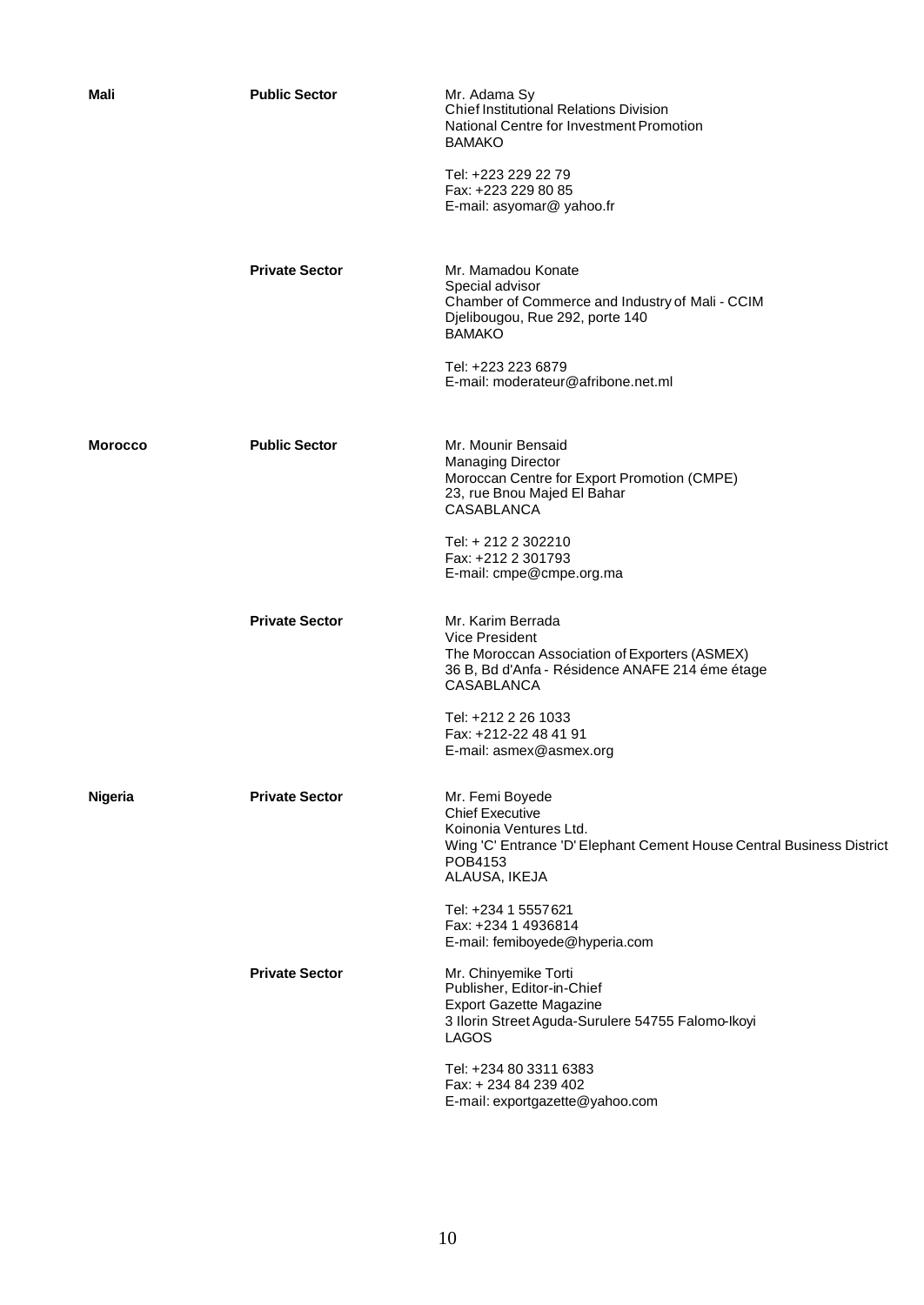| | | |
|---|---|---|
| **Mali** | **Public Sector** | Mr. Adama Sy<br>Chief Institutional Relations Division<br>National Centre for Investment Promotion<br>BAMAKO<br><br>Tel: +223 229 22 79<br>Fax: +223 229 80 85<br>E-mail: asyomar@ yahoo.fr |
| | **Private Sector** | Mr. Mamadou Konate<br>Special advisor<br>Chamber of Commerce and Industry of Mali - CCIM<br>Djelibougou, Rue 292, porte 140<br>BAMAKO<br><br>Tel: +223 223 6879<br>E-mail: moderateur@afribone.net.ml |
| **Morocco** | **Public Sector** | Mr. Mounir Bensaid<br>Managing Director<br>Moroccan Centre for Export Promotion (CMPE)<br>23, rue Bnou Majed El Bahar<br>CASABLANCA<br><br>Tel: + 212 2 302210<br>Fax: +212 2 301793<br>E-mail: cmpe@cmpe.org.ma |
| | **Private Sector** | Mr. Karim Berrada<br>Vice President<br>The Moroccan Association of Exporters (ASMEX)<br>36 B, Bd d'Anfa - Résidence ANAFE 214 éme étage<br>CASABLANCA<br><br>Tel: +212 2 26 1033<br>Fax: +212-22 48 41 91<br>E-mail: asmex@asmex.org |
| **Nigeria** | **Private Sector** | Mr. Femi Boyede<br>Chief Executive<br>Koinonia Ventures Ltd.<br>Wing 'C' Entrance 'D' Elephant Cement House Central Business District<br>POB4153<br>ALAUSA, IKEJA<br><br>Tel: +234 1 5557621<br>Fax: +234 1 4936814<br>E-mail: femiboyede@hyperia.com |
| | **Private Sector** | Mr. Chinyemike Torti<br>Publisher, Editor-in-Chief<br>Export Gazette Magazine<br>3 Ilorin Street Aguda-Surulere 54755 Falomo-Ikoyi<br>LAGOS<br><br>Tel: +234 80 3311 6383<br>Fax: + 234 84 239 402<br>E-mail: exportgazette@yahoo.com |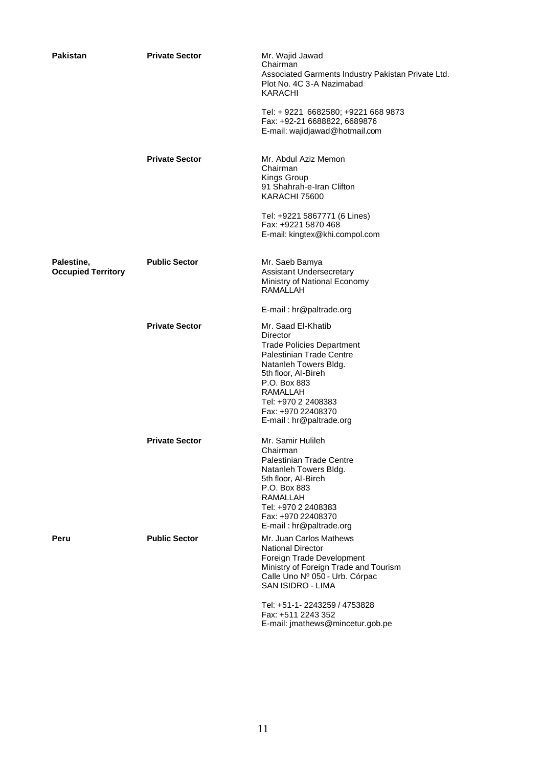| | | |
|---|---|---|
| **Pakistan** | **Private Sector** | Mr. Wajid Jawad<br>Chairman<br>Associated Garments Industry Pakistan Private Ltd.<br>Plot No. 4C 3-A Nazimabad<br>KARACHI<br><br>Tel: + 9221 6682580; +9221 668 9873<br>Fax: +92-21 6688822, 6689876<br>E-mail: wajidjawad@hotmail.com |
| | **Private Sector** | Mr. Abdul Aziz Memon<br>Chairman<br>Kings Group<br>91 Shahrah-e-Iran Clifton<br>KARACHI 75600<br><br>Tel: +9221 5867771 (6 Lines)<br>Fax: +9221 5870 468<br>E-mail: kingtex@khi.compol.com |
| **Palestine, Occupied Territory** | **Public Sector** | Mr. Saeb Bamya<br>Assistant Undersecretary<br>Ministry of National Economy<br>RAMALLAH<br><br>E-mail : hr@paltrade.org |
| | **Private Sector** | Mr. Saad El-Khatib<br>Director<br>Trade Policies Department<br>Palestinian Trade Centre<br>Natanleh Towers Bldg.<br>5th floor, Al-Bireh<br>P.O. Box 883<br>RAMALLAH<br>Tel: +970 2 2408383<br>Fax: +970 22408370<br>E-mail : hr@paltrade.org |
| | **Private Sector** | Mr. Samir Hulileh<br>Chairman<br>Palestinian Trade Centre<br>Natanleh Towers Bldg.<br>5th floor, Al-Bireh<br>P.O. Box 883<br>RAMALLAH<br>Tel: +970 2 2408383<br>Fax: +970 22408370<br>E-mail : hr@paltrade.org |
| **Peru** | **Public Sector** | Mr. Juan Carlos Mathews<br>National Director<br>Foreign Trade Development<br>Ministry of Foreign Trade and Tourism<br>Calle Uno Nº 050 - Urb. Córpac<br>SAN ISIDRO - LIMA<br><br>Tel: +51-1- 2243259 / 4753828<br>Fax: +511 2243 352<br>E-mail: jmathews@mincetur.gob.pe |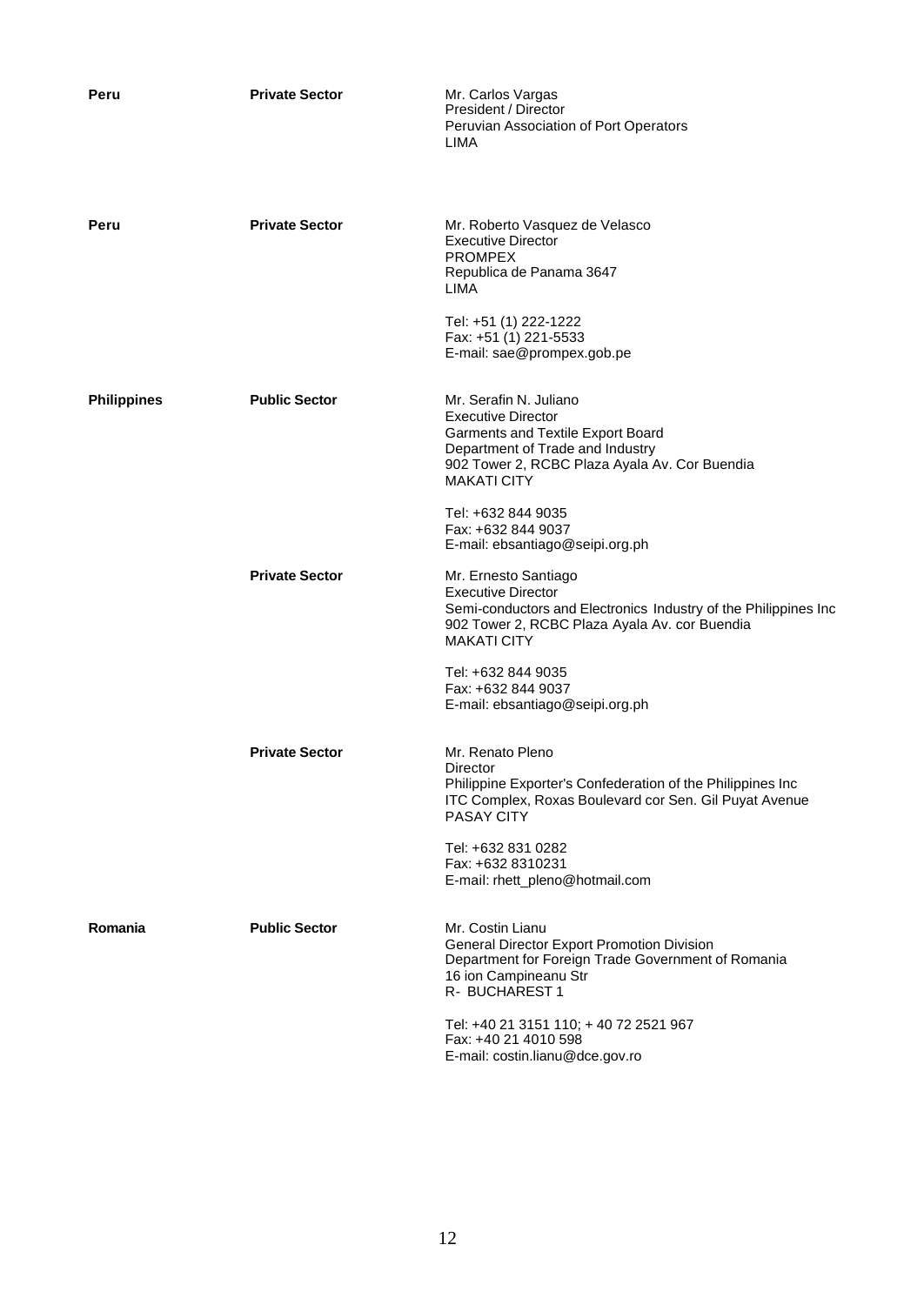| | | |
|---|---|---|
| **Peru** | **Private Sector** | Mr. Carlos Vargas<br>President / Director<br>Peruvian Association of Port Operators<br>LIMA |
| **Peru** | **Private Sector** | Mr. Roberto Vasquez de Velasco<br>Executive Director<br>PROMPEX<br>Republica de Panama 3647<br>LIMA<br><br>Tel: +51 (1) 222-1222<br>Fax: +51 (1) 221-5533<br>E-mail: sae@prompex.gob.pe |
| **Philippines** | **Public Sector** | Mr. Serafin N. Juliano<br>Executive Director<br>Garments and Textile Export Board<br>Department of Trade and Industry<br>902 Tower 2, RCBC Plaza Ayala Av. Cor Buendia<br>MAKATI CITY<br><br>Tel: +632 844 9035<br>Fax: +632 844 9037<br>E-mail: ebsantiago@seipi.org.ph |
| | **Private Sector** | Mr. Ernesto Santiago<br>Executive Director<br>Semi-conductors and Electronics Industry of the Philippines Inc<br>902 Tower 2, RCBC Plaza Ayala Av. cor Buendia<br>MAKATI CITY<br><br>Tel: +632 844 9035<br>Fax: +632 844 9037<br>E-mail: ebsantiago@seipi.org.ph |
| | **Private Sector** | Mr. Renato Pleno<br>Director<br>Philippine Exporter's Confederation of the Philippines Inc<br>ITC Complex, Roxas Boulevard cor Sen. Gil Puyat Avenue<br>PASAY CITY<br><br>Tel: +632 831 0282<br>Fax: +632 8310231<br>E-mail: rhett_pleno@hotmail.com |
| **Romania** | **Public Sector** | Mr. Costin Lianu<br>General Director Export Promotion Division<br>Department for Foreign Trade Government of Romania<br>16 ion Campineanu Str<br>R- BUCHAREST 1<br><br>Tel: +40 21 3151 110; + 40 72 2521 967<br>Fax: +40 21 4010 598<br>E-mail: costin.lianu@dce.gov.ro |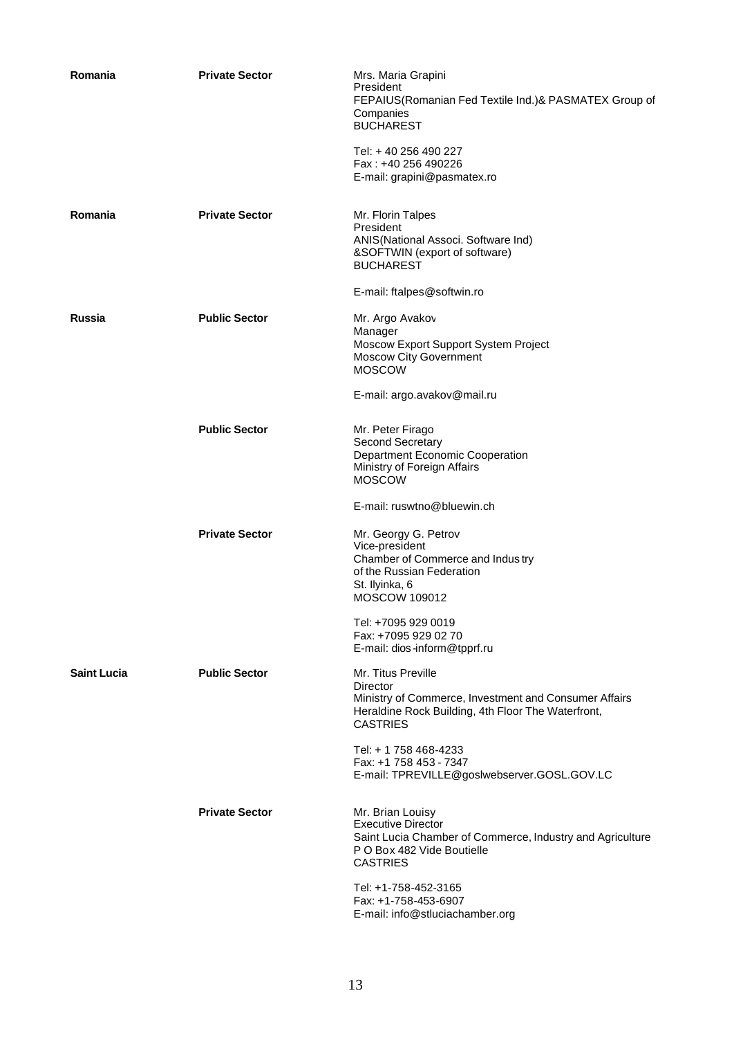| | | |
|---|---|---|
| **Romania** | **Private Sector** | Mrs. Maria Grapini<br>President<br>FEPAIUS(Romanian Fed Textile Ind.)& PASMATEX Group of Companies<br>BUCHAREST<br><br>Tel: + 40 256 490 227<br>Fax : +40 256 490226<br>E-mail: grapini@pasmatex.ro |
| **Romania** | **Private Sector** | Mr. Florin Talpes<br>President<br>ANIS(National Associ. Software Ind)<br>&SOFTWIN (export of software)<br>BUCHAREST<br><br>E-mail: ftalpes@softwin.ro |
| **Russia** | **Public Sector** | Mr. Argo Avakov<br>Manager<br>Moscow Export Support System Project<br>Moscow City Government<br>MOSCOW<br><br>E-mail: argo.avakov@mail.ru |
| | **Public Sector** | Mr. Peter Firago<br>Second Secretary<br>Department Economic Cooperation<br>Ministry of Foreign Affairs<br>MOSCOW<br><br>E-mail: ruswtno@bluewin.ch |
| | **Private Sector** | Mr. Georgy G. Petrov<br>Vice-president<br>Chamber of Commerce and Indus try<br>of the Russian Federation<br>St. Ilyinka, 6<br>MOSCOW 109012<br><br>Tel: +7095 929 0019<br>Fax: +7095 929 02 70<br>E-mail: dios-inform@tpprf.ru |
| **Saint Lucia** | **Public Sector** | Mr. Titus Preville<br>Director<br>Ministry of Commerce, Investment and Consumer Affairs<br>Heraldine Rock Building, 4th Floor The Waterfront,<br>CASTRIES<br><br>Tel: + 1 758 468-4233<br>Fax: +1 758 453 - 7347<br>E-mail: TPREVILLE@goslwebserver.GOSL.GOV.LC |
| | **Private Sector** | Mr. Brian Louisy<br>Executive Director<br>Saint Lucia Chamber of Commerce, Industry and Agriculture<br>P O Box 482 Vide Boutielle<br>CASTRIES<br><br>Tel: +1-758-452-3165<br>Fax: +1-758-453-6907<br>E-mail: info@stluciachamber.org |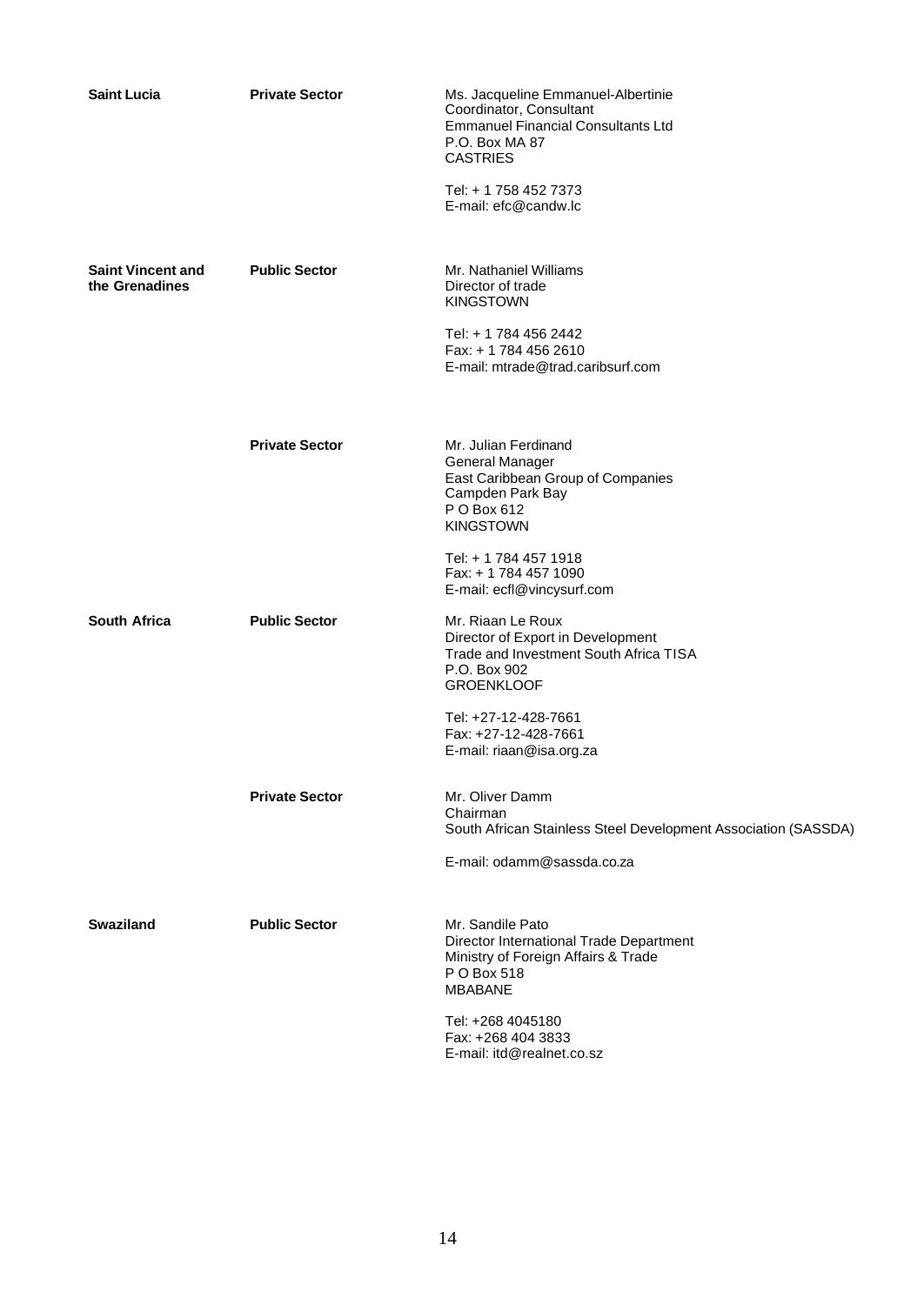| | | |
|---|---|---|
| **Saint Lucia** | **Private Sector** | Ms. Jacqueline Emmanuel-Albertinie<br>Coordinator, Consultant<br>Emmanuel Financial Consultants Ltd<br>P.O. Box MA 87<br>CASTRIES<br><br>Tel: + 1 758 452 7373<br>E-mail: efc@candw.lc |
| **Saint Vincent and the Grenadines** | **Public Sector** | Mr. Nathaniel Williams<br>Director of trade<br>KINGSTOWN<br><br>Tel: + 1 784 456 2442<br>Fax: + 1 784 456 2610<br>E-mail: mtrade@trad.caribsurf.com |
| | **Private Sector** | Mr. Julian Ferdinand<br>General Manager<br>East Caribbean Group of Companies<br>Campden Park Bay<br>P O Box 612<br>KINGSTOWN<br><br>Tel: + 1 784 457 1918<br>Fax: + 1 784 457 1090<br>E-mail: ecfl@vincysurf.com |
| **South Africa** | **Public Sector** | Mr. Riaan Le Roux<br>Director of Export in Development<br>Trade and Investment South Africa TISA<br>P.O. Box 902<br>GROENKLOOF<br><br>Tel: +27-12-428-7661<br>Fax: +27-12-428-7661<br>E-mail: riaan@isa.org.za |
| | **Private Sector** | Mr. Oliver Damm<br>Chairman<br>South African Stainless Steel Development Association (SASSDA)<br><br>E-mail: odamm@sassda.co.za |
| **Swaziland** | **Public Sector** | Mr. Sandile Pato<br>Director International Trade Department<br>Ministry of Foreign Affairs & Trade<br>P O Box 518<br>MBABANE<br><br>Tel: +268 4045180<br>Fax: +268 404 3833<br>E-mail: itd@realnet.co.sz |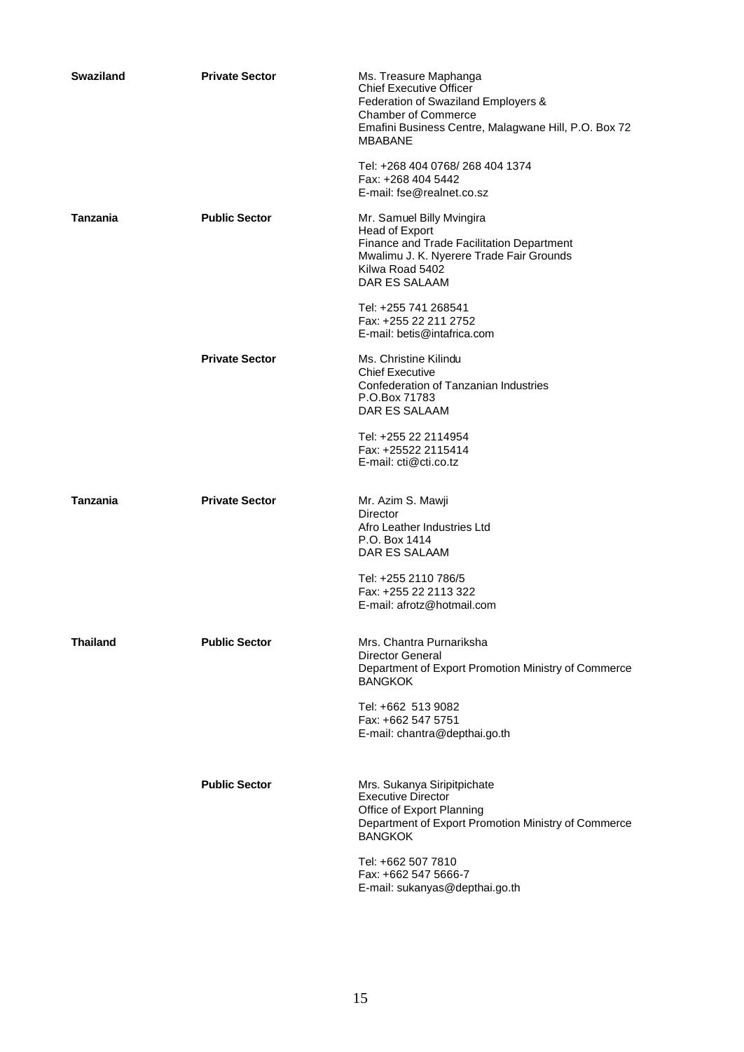| | | |
|---|---|---|
| **Swaziland** | **Private Sector** | Ms. Treasure Maphanga<br>Chief Executive Officer<br>Federation of Swaziland Employers &<br>Chamber of Commerce<br>Emafini Business Centre, Malagwane Hill, P.O. Box 72<br>MBABANE<br><br>Tel: +268 404 0768/ 268 404 1374<br>Fax: +268 404 5442<br>E-mail: fse@realnet.co.sz |
| **Tanzania** | **Public Sector** | Mr. Samuel Billy Mvingira<br>Head of Export<br>Finance and Trade Facilitation Department<br>Mwalimu J. K. Nyerere Trade Fair Grounds<br>Kilwa Road 5402<br>DAR ES SALAAM<br><br>Tel: +255 741 268541<br>Fax: +255 22 211 2752<br>E-mail: betis@intafrica.com |
| | **Private Sector** | Ms. Christine Kilindu<br>Chief Executive<br>Confederation of Tanzanian Industries<br>P.O.Box 71783<br>DAR ES SALAAM<br><br>Tel: +255 22 2114954<br>Fax: +25522 2115414<br>E-mail: cti@cti.co.tz |
| **Tanzania** | **Private Sector** | Mr. Azim S. Mawji<br>Director<br>Afro Leather Industries Ltd<br>P.O. Box 1414<br>DAR ES SALAAM<br><br>Tel: +255 2110 786/5<br>Fax: +255 22 2113 322<br>E-mail: afrotz@hotmail.com |
| **Thailand** | **Public Sector** | Mrs. Chantra Purnariksha<br>Director General<br>Department of Export Promotion Ministry of Commerce<br>BANGKOK<br><br>Tel: +662 513 9082<br>Fax: +662 547 5751<br>E-mail: chantra@depthai.go.th |
| | **Public Sector** | Mrs. Sukanya Siripitpichate<br>Executive Director<br>Office of Export Planning<br>Department of Export Promotion Ministry of Commerce<br>BANGKOK<br><br>Tel: +662 507 7810<br>Fax: +662 547 5666-7<br>E-mail: sukanyas@depthai.go.th |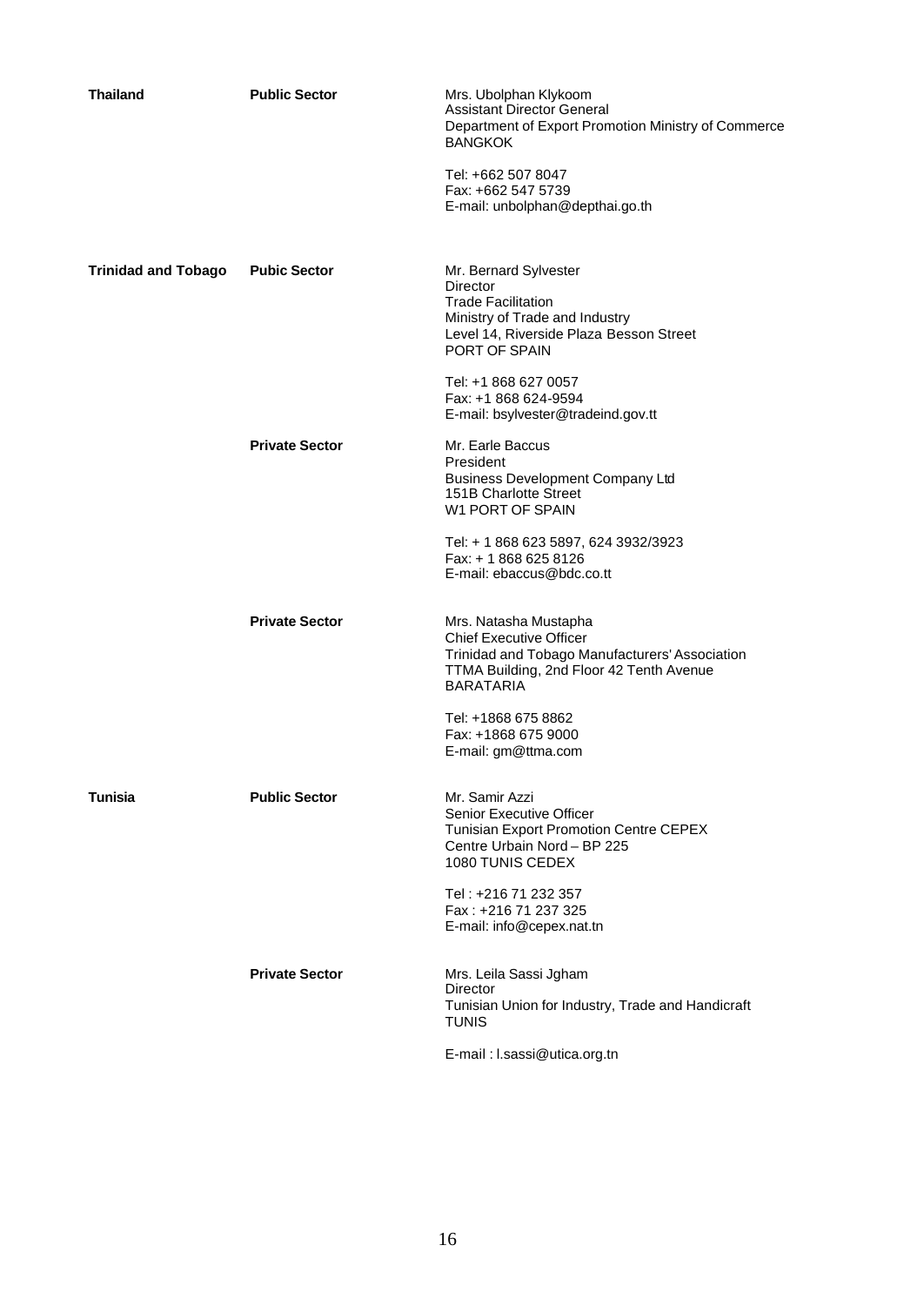| | | |
|---|---|---|
| **Thailand** | **Public Sector** | Mrs. Ubolphan Klykoom<br>Assistant Director General<br>Department of Export Promotion Ministry of Commerce<br>BANGKOK<br><br>Tel: +662 507 8047<br>Fax: +662 547 5739<br>E-mail: unbolphan@depthai.go.th |
| **Trinidad and Tobago** | **Pubic Sector** | Mr. Bernard Sylvester<br>Director<br>Trade Facilitation<br>Ministry of Trade and Industry<br>Level 14, Riverside Plaza Besson Street<br>PORT OF SPAIN<br><br>Tel: +1 868 627 0057<br>Fax: +1 868 624-9594<br>E-mail: bsylvester@tradeind.gov.tt |
| | **Private Sector** | Mr. Earle Baccus<br>President<br>Business Development Company Ltd<br>151B Charlotte Street<br>W1 PORT OF SPAIN<br><br>Tel: + 1 868 623 5897, 624 3932/3923<br>Fax: + 1 868 625 8126<br>E-mail: ebaccus@bdc.co.tt |
| | **Private Sector** | Mrs. Natasha Mustapha<br>Chief Executive Officer<br>Trinidad and Tobago Manufacturers' Association<br>TTMA Building, 2nd Floor 42 Tenth Avenue<br>BARATARIA<br><br>Tel: +1868 675 8862<br>Fax: +1868 675 9000<br>E-mail: gm@ttma.com |
| **Tunisia** | **Public Sector** | Mr. Samir Azzi<br>Senior Executive Officer<br>Tunisian Export Promotion Centre CEPEX<br>Centre Urbain Nord – BP 225<br>1080 TUNIS CEDEX<br><br>Tel : +216 71 232 357<br>Fax : +216 71 237 325<br>E-mail: info@cepex.nat.tn |
| | **Private Sector** | Mrs. Leila Sassi Jgham<br>Director<br>Tunisian Union for Industry, Trade and Handicraft<br>TUNIS<br><br>E-mail : l.sassi@utica.org.tn |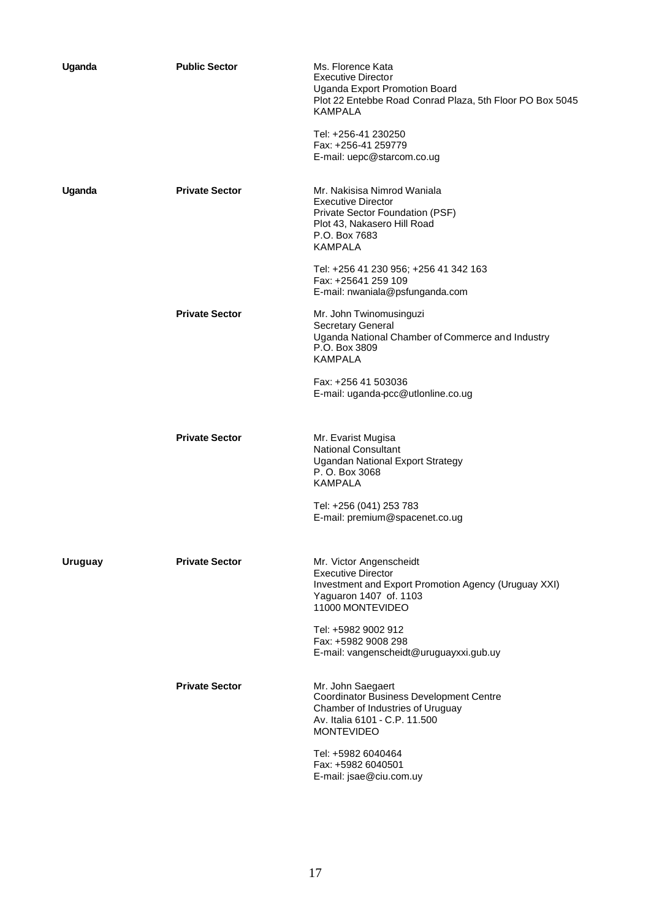| | | |
|---|---|---|
| **Uganda** | **Public Sector** | Ms. Florence Kata<br>Executive Director<br>Uganda Export Promotion Board<br>Plot 22 Entebbe Road Conrad Plaza, 5th Floor PO Box 5045<br>KAMPALA<br><br>Tel: +256-41 230250<br>Fax: +256-41 259779<br>E-mail: uepc@starcom.co.ug |
| **Uganda** | **Private Sector** | Mr. Nakisisa Nimrod Waniala<br>Executive Director<br>Private Sector Foundation (PSF)<br>Plot 43, Nakasero Hill Road<br>P.O. Box 7683<br>KAMPALA<br><br>Tel: +256 41 230 956; +256 41 342 163<br>Fax: +25641 259 109<br>E-mail: nwaniala@psfunganda.com |
| | **Private Sector** | Mr. John Twinomusinguzi<br>Secretary General<br>Uganda National Chamber of Commerce and Industry<br>P.O. Box 3809<br>KAMPALA<br><br>Fax: +256 41 503036<br>E-mail: uganda-pcc@utlonline.co.ug |
| | **Private Sector** | Mr. Evarist Mugisa<br>National Consultant<br>Ugandan National Export Strategy<br>P. O. Box 3068<br>KAMPALA<br><br>Tel: +256 (041) 253 783<br>E-mail: premium@spacenet.co.ug |
| **Uruguay** | **Private Sector** | Mr. Victor Angenscheidt<br>Executive Director<br>Investment and Export Promotion Agency (Uruguay XXI)<br>Yaguaron 1407 of. 1103<br>11000 MONTEVIDEO<br><br>Tel: +5982 9002 912<br>Fax: +5982 9008 298<br>E-mail: vangenscheidt@uruguayxxi.gub.uy |
| | **Private Sector** | Mr. John Saegaert<br>Coordinator Business Development Centre<br>Chamber of Industries of Uruguay<br>Av. Italia 6101 - C.P. 11.500<br>MONTEVIDEO<br><br>Tel: +5982 6040464<br>Fax: +5982 6040501<br>E-mail: jsae@ciu.com.uy |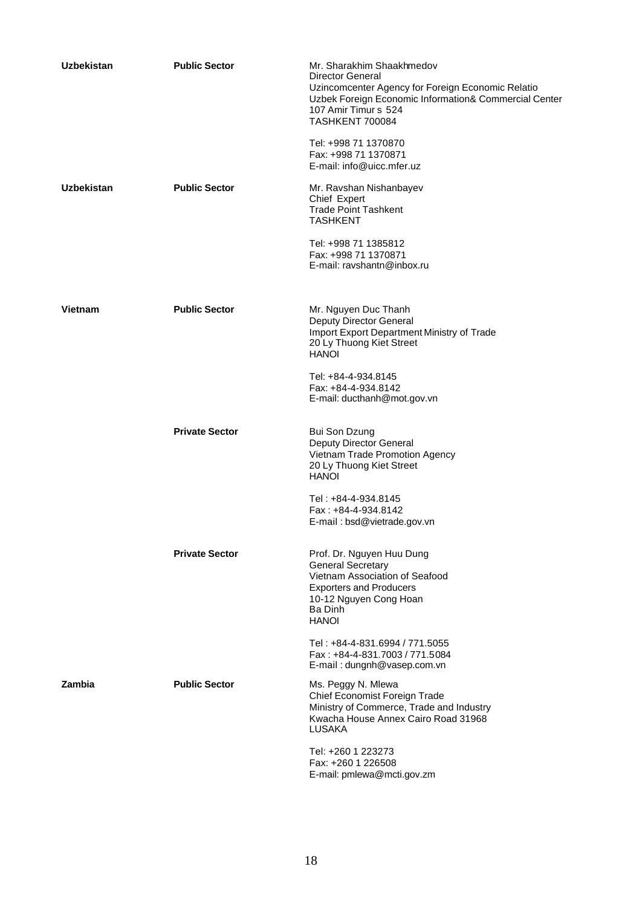| | | |
|---|---|---|
| **Uzbekistan** | **Public Sector** | Mr. Sharakhim Shaakhmedov<br>Director General<br>Uzincomcenter Agency for Foreign Economic Relatio<br>Uzbek Foreign Economic Information& Commercial Center<br>107 Amir Timur s 524<br>TASHKENT 700084<br><br>Tel: +998 71 1370870<br>Fax: +998 71 1370871<br>E-mail: info@uicc.mfer.uz |
| **Uzbekistan** | **Public Sector** | Mr. Ravshan Nishanbayev<br>Chief Expert<br>Trade Point Tashkent<br>TASHKENT<br><br>Tel: +998 71 1385812<br>Fax: +998 71 1370871<br>E-mail: ravshantn@inbox.ru |
| **Vietnam** | **Public Sector** | Mr. Nguyen Duc Thanh<br>Deputy Director General<br>Import Export Department Ministry of Trade<br>20 Ly Thuong Kiet Street<br>HANOI<br><br>Tel: +84-4-934.8145<br>Fax: +84-4-934.8142<br>E-mail: ducthanh@mot.gov.vn |
| | **Private Sector** | Bui Son Dzung<br>Deputy Director General<br>Vietnam Trade Promotion Agency<br>20 Ly Thuong Kiet Street<br>HANOI<br><br>Tel : +84-4-934.8145<br>Fax : +84-4-934.8142<br>E-mail : bsd@vietrade.gov.vn |
| | **Private Sector** | Prof. Dr. Nguyen Huu Dung<br>General Secretary<br>Vietnam Association of Seafood<br>Exporters and Producers<br>10-12 Nguyen Cong Hoan<br>Ba Dinh<br>HANOI<br><br>Tel : +84-4-831.6994 / 771.5055<br>Fax : +84-4-831.7003 / 771.5084<br>E-mail : dungnh@vasep.com.vn |
| **Zambia** | **Public Sector** | Ms. Peggy N. Mlewa<br>Chief Economist Foreign Trade<br>Ministry of Commerce, Trade and Industry<br>Kwacha House Annex Cairo Road 31968<br>LUSAKA<br><br>Tel: +260 1 223273<br>Fax: +260 1 226508<br>E-mail: pmlewa@mcti.gov.zm |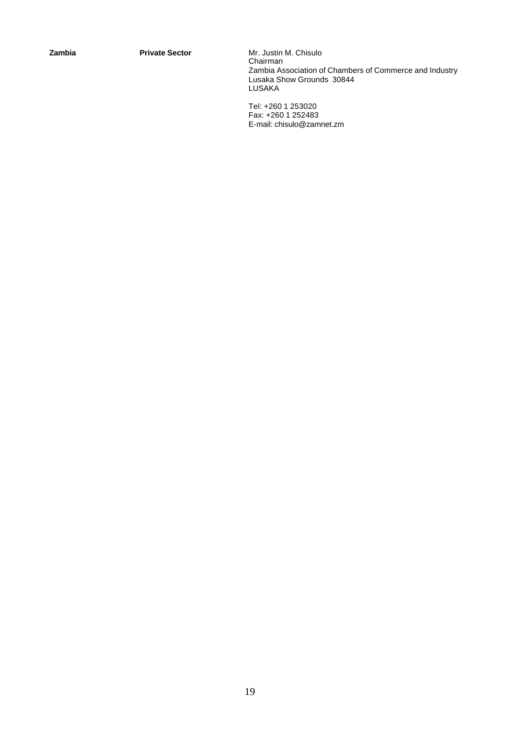| | | |
|---|---|---|
| **Zambia** | **Private Sector** | Mr. Justin M. Chisulo<br>Chairman<br>Zambia Association of Chambers of Commerce and Industry<br>Lusaka Show Grounds 30844<br>LUSAKA<br><br>Tel: +260 1 253020<br>Fax: +260 1 252483<br>E-mail: chisulo@zamnet.zm |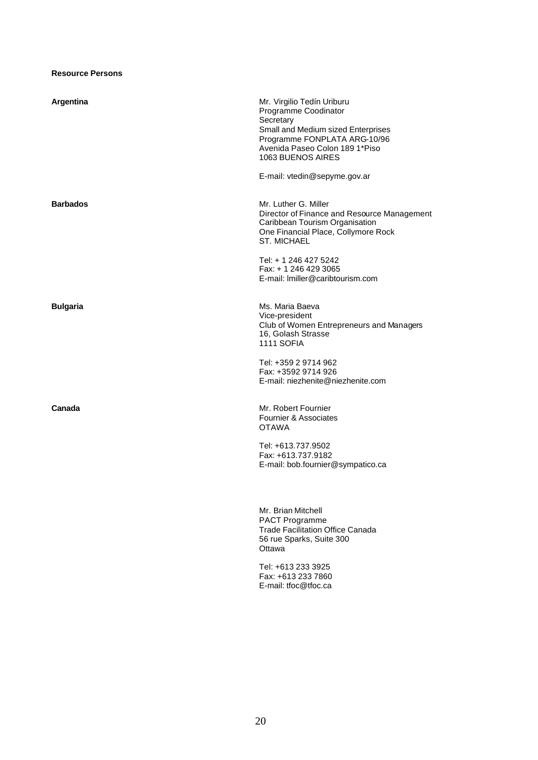**Resource Persons**

**Argentina**

Mr. Virgilio Tedín Uriburu
Programme Coodinator
Secretary
Small and Medium sized Enterprises
Programme FONPLATA ARG-10/96
Avenida Paseo Colon 189 1*Piso
1063 BUENOS AIRES

E-mail: vtedin@sepyme.gov.ar

**Barbados**

Mr. Luther G. Miller
Director of Finance and Resource Management
Caribbean Tourism Organisation
One Financial Place, Collymore Rock
ST. MICHAEL

Tel: + 1 246 427 5242
Fax: + 1 246 429 3065
E-mail: lmiller@caribtourism.com

**Bulgaria**

Ms. Maria Baeva
Vice-president
Club of Women Entrepreneurs and Managers
16, Golash Strasse
1111 SOFIA

Tel: +359 2 9714 962
Fax: +3592 9714 926
E-mail: niezhenite@niezhenite.com

**Canada**

Mr. Robert Fournier
Fournier & Associates
OTAWA

Tel: +613.737.9502
Fax: +613.737.9182
E-mail: bob.fournier@sympatico.ca

Mr. Brian Mitchell
PACT Programme
Trade Facilitation Office Canada
56 rue Sparks, Suite 300
Ottawa

Tel: +613 233 3925
Fax: +613 233 7860
E-mail: tfoc@tfoc.ca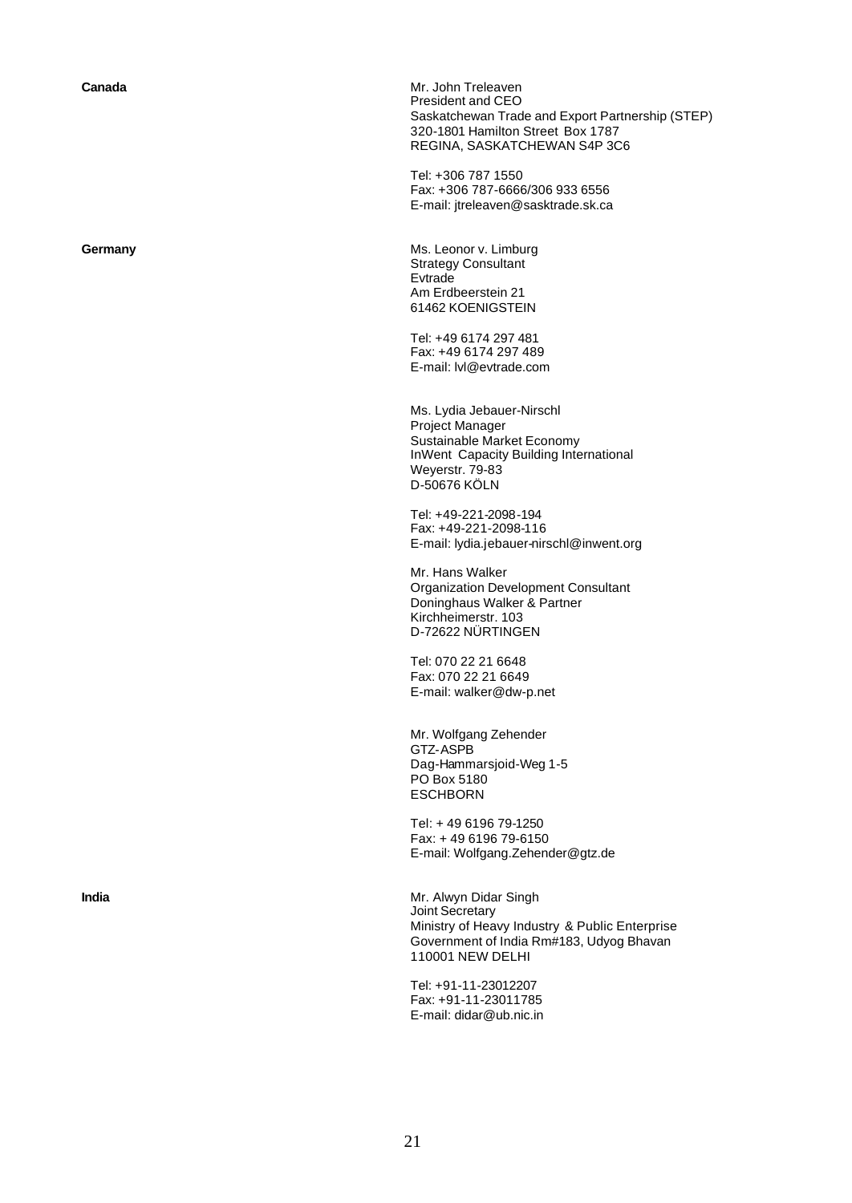**Canada**

Mr. John Treleaven
President and CEO
Saskatchewan Trade and Export Partnership (STEP)
320-1801 Hamilton Street Box 1787
REGINA, SASKATCHEWAN S4P 3C6

Tel: +306 787 1550
Fax: +306 787-6666/306 933 6556
E-mail: jtreleaven@sasktrade.sk.ca

**Germany**

Ms. Leonor v. Limburg
Strategy Consultant
Evtrade
Am Erdbeerstein 21
61462 KOENIGSTEIN

Tel: +49 6174 297 481
Fax: +49 6174 297 489
E-mail: lvl@evtrade.com

Ms. Lydia Jebauer-Nirschl
Project Manager
Sustainable Market Economy
InWent Capacity Building International
Weyerstr. 79-83
D-50676 KÖLN

Tel: +49-221-2098-194
Fax: +49-221-2098-116
E-mail: lydia.jebauer-nirschl@inwent.org

Mr. Hans Walker
Organization Development Consultant
Doninghaus Walker & Partner
Kirchheimerstr. 103
D-72622 NÜRTINGEN

Tel: 070 22 21 6648
Fax: 070 22 21 6649
E-mail: walker@dw-p.net

Mr. Wolfgang Zehender
GTZ-ASPB
Dag-Hammarsjoid-Weg 1-5
PO Box 5180
ESCHBORN

Tel: + 49 6196 79-1250
Fax: + 49 6196 79-6150
E-mail: Wolfgang.Zehender@gtz.de

**India**

Mr. Alwyn Didar Singh
Joint Secretary
Ministry of Heavy Industry & Public Enterprise
Government of India Rm#183, Udyog Bhavan
110001 NEW DELHI

Tel: +91-11-23012207
Fax: +91-11-23011785
E-mail: didar@ub.nic.in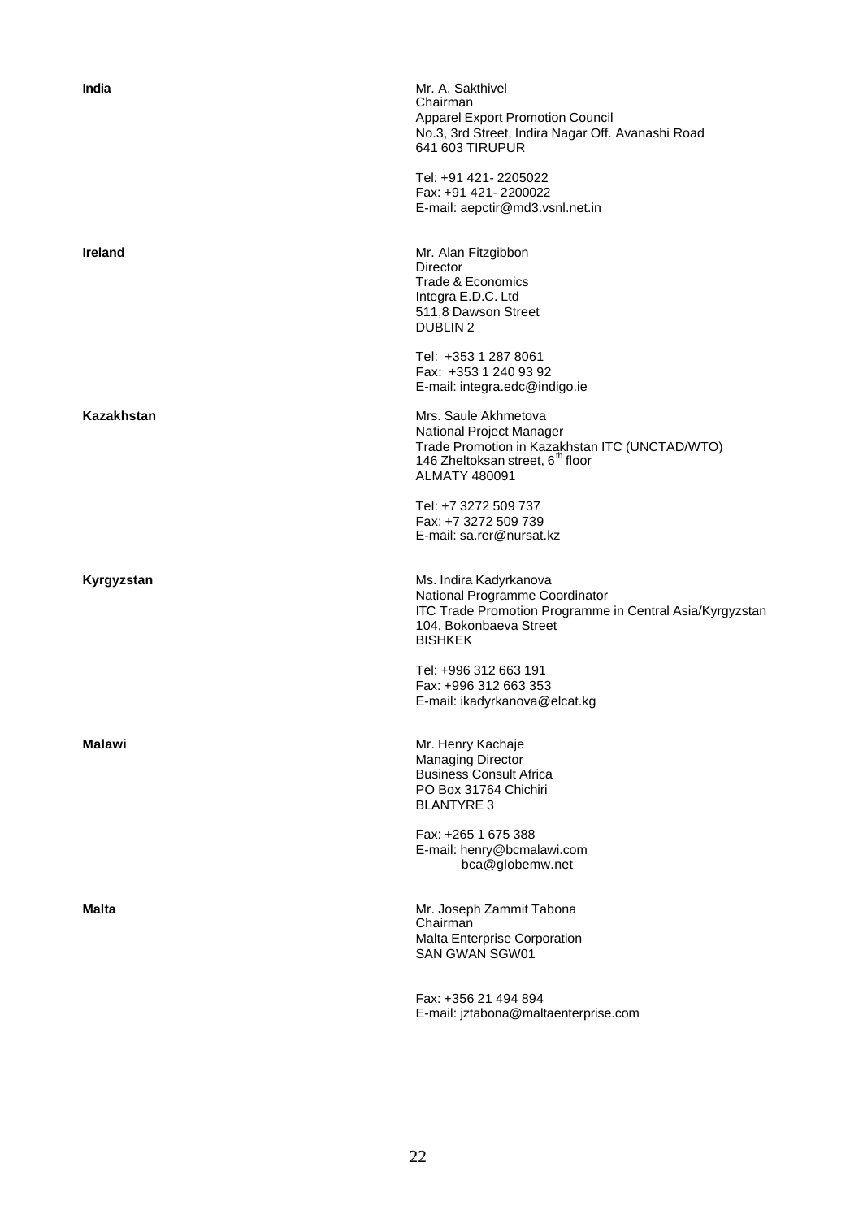**India**

Mr. A. Sakthivel
Chairman
Apparel Export Promotion Council
No.3, 3rd Street, Indira Nagar Off. Avanashi Road
641 603 TIRUPUR

Tel: +91 421- 2205022
Fax: +91 421- 2200022
E-mail: aepctir@md3.vsnl.net.in

**Ireland**

Mr. Alan Fitzgibbon
Director
Trade & Economics
Integra E.D.C. Ltd
511,8 Dawson Street
DUBLIN 2

Tel: +353 1 287 8061
Fax: +353 1 240 93 92
E-mail: integra.edc@indigo.ie

**Kazakhstan**

Mrs. Saule Akhmetova
National Project Manager
Trade Promotion in Kazakhstan ITC (UNCTAD/WTO)
146 Zheltoksan street, 6th floor
ALMATY 480091

Tel: +7 3272 509 737
Fax: +7 3272 509 739
E-mail: sa.rer@nursat.kz

**Kyrgyzstan**

Ms. Indira Kadyrkanova
National Programme Coordinator
ITC Trade Promotion Programme in Central Asia/Kyrgyzstan
104, Bokonbaeva Street
BISHKEK

Tel: +996 312 663 191
Fax: +996 312 663 353
E-mail: ikadyrkanova@elcat.kg

**Malawi**

Mr. Henry Kachaje
Managing Director
Business Consult Africa
PO Box 31764 Chichiri
BLANTYRE 3

Fax: +265 1 675 388
E-mail: henry@bcmalawi.com
bca@globemw.net

**Malta**

Mr. Joseph Zammit Tabona
Chairman
Malta Enterprise Corporation
SAN GWAN SGW01

Fax: +356 21 494 894
E-mail: jztabona@maltaenterprise.com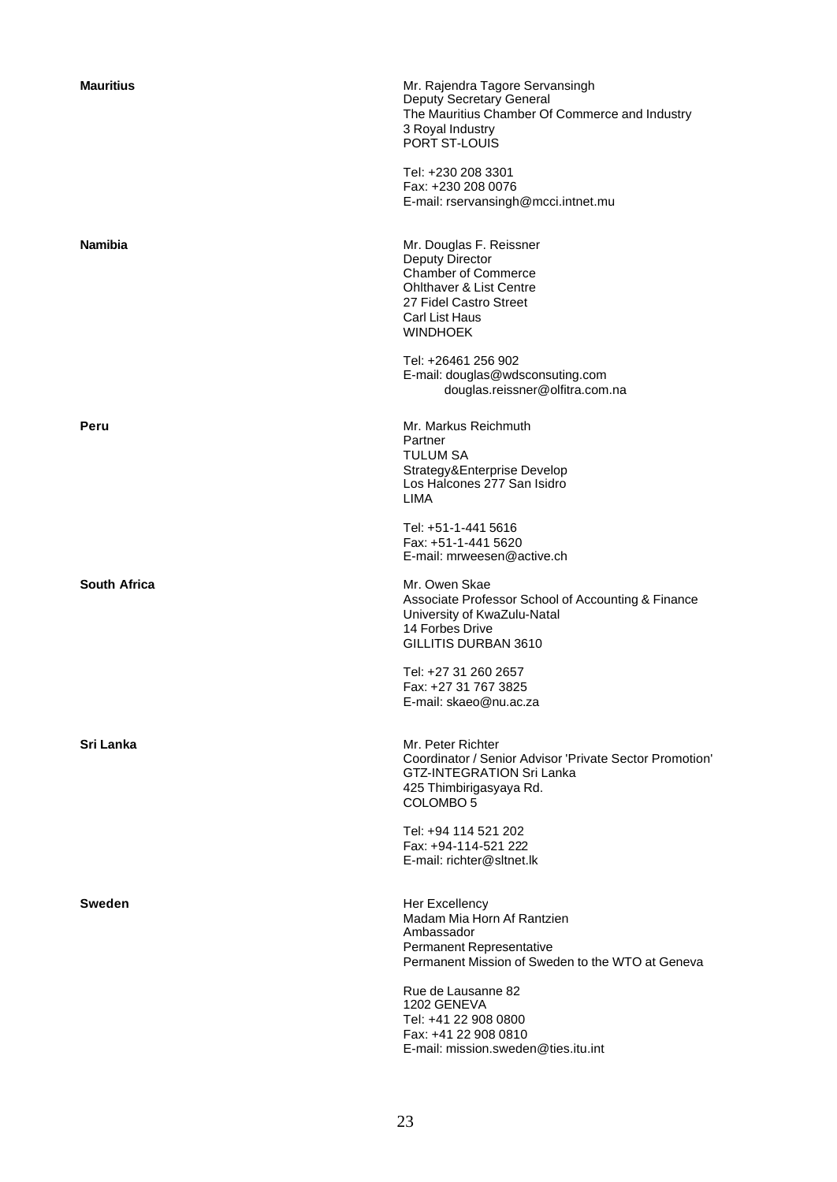**Mauritius**

Mr. Rajendra Tagore Servansingh
Deputy Secretary General
The Mauritius Chamber Of Commerce and Industry
3 Royal Industry
PORT ST-LOUIS

Tel: +230 208 3301
Fax: +230 208 0076
E-mail: rservansingh@mcci.intnet.mu

**Namibia**

Mr. Douglas F. Reissner
Deputy Director
Chamber of Commerce
Ohlthaver & List Centre
27 Fidel Castro Street
Carl List Haus
WINDHOEK

Tel: +26461 256 902
E-mail: douglas@wdsconsuting.com
douglas.reissner@olfitra.com.na

**Peru**

Mr. Markus Reichmuth
Partner
TULUM SA
Strategy&Enterprise Develop
Los Halcones 277 San Isidro
LIMA

Tel: +51-1-441 5616
Fax: +51-1-441 5620
E-mail: mrweesen@active.ch

**South Africa**

Mr. Owen Skae
Associate Professor School of Accounting & Finance
University of KwaZulu-Natal
14 Forbes Drive
GILLITIS DURBAN 3610

Tel: +27 31 260 2657
Fax: +27 31 767 3825
E-mail: skaeo@nu.ac.za

**Sri Lanka**

Mr. Peter Richter
Coordinator / Senior Advisor 'Private Sector Promotion'
GTZ-INTEGRATION Sri Lanka
425 Thimbirigasyaya Rd.
COLOMBO 5

Tel: +94 114 521 202
Fax: +94-114-521 222
E-mail: richter@sltnet.lk

**Sweden**

Her Excellency
Madam Mia Horn Af Rantzien
Ambassador
Permanent Representative
Permanent Mission of Sweden to the WTO at Geneva

Rue de Lausanne 82
1202 GENEVA
Tel: +41 22 908 0800
Fax: +41 22 908 0810
E-mail: mission.sweden@ties.itu.int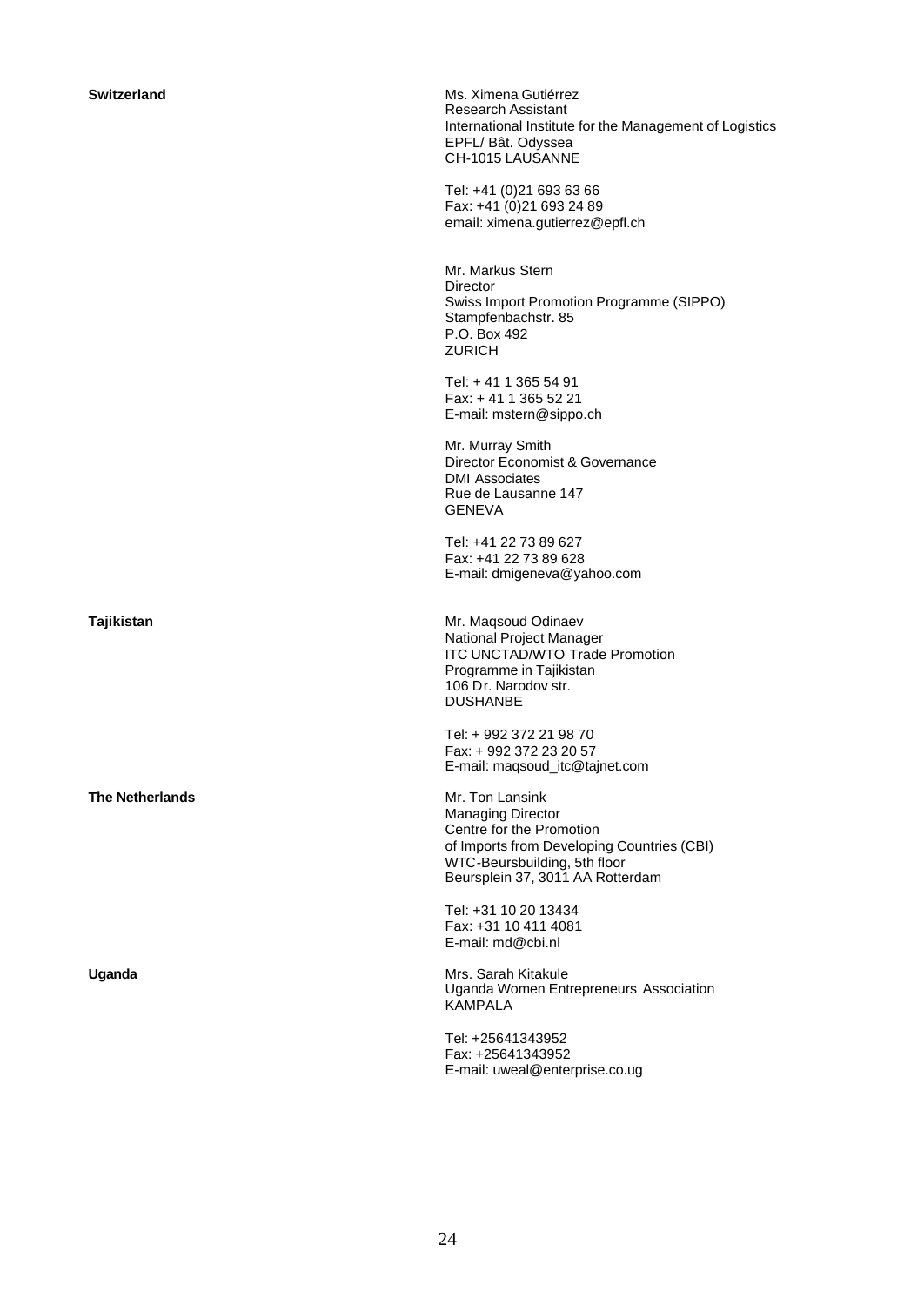**Switzerland**

Ms. Ximena Gutiérrez
Research Assistant
International Institute for the Management of Logistics
EPFL/ Bât. Odyssea
CH-1015 LAUSANNE

Tel: +41 (0)21 693 63 66
Fax: +41 (0)21 693 24 89
email: ximena.gutierrez@epfl.ch

Mr. Markus Stern
Director
Swiss Import Promotion Programme (SIPPO)
Stampfenbachstr. 85
P.O. Box 492
ZURICH

Tel: + 41 1 365 54 91
Fax: + 41 1 365 52 21
E-mail: mstern@sippo.ch

Mr. Murray Smith
Director Economist & Governance
DMI Associates
Rue de Lausanne 147
GENEVA

Tel: +41 22 73 89 627
Fax: +41 22 73 89 628
E-mail: dmigeneva@yahoo.com

**Tajikistan**

Mr. Maqsoud Odinaev
National Project Manager
ITC UNCTAD/WTO Trade Promotion
Programme in Tajikistan
106 Dr. Narodov str.
DUSHANBE

Tel: + 992 372 21 98 70
Fax: + 992 372 23 20 57
E-mail: maqsoud_itc@tajnet.com

**The Netherlands**

Mr. Ton Lansink
Managing Director
Centre for the Promotion
of Imports from Developing Countries (CBI)
WTC-Beursbuilding, 5th floor
Beursplein 37, 3011 AA Rotterdam

Tel: +31 10 20 13434
Fax: +31 10 411 4081
E-mail: md@cbi.nl

**Uganda**

Mrs. Sarah Kitakule
Uganda Women Entrepreneurs Association
KAMPALA

Tel: +25641343952
Fax: +25641343952
E-mail: uweal@enterprise.co.ug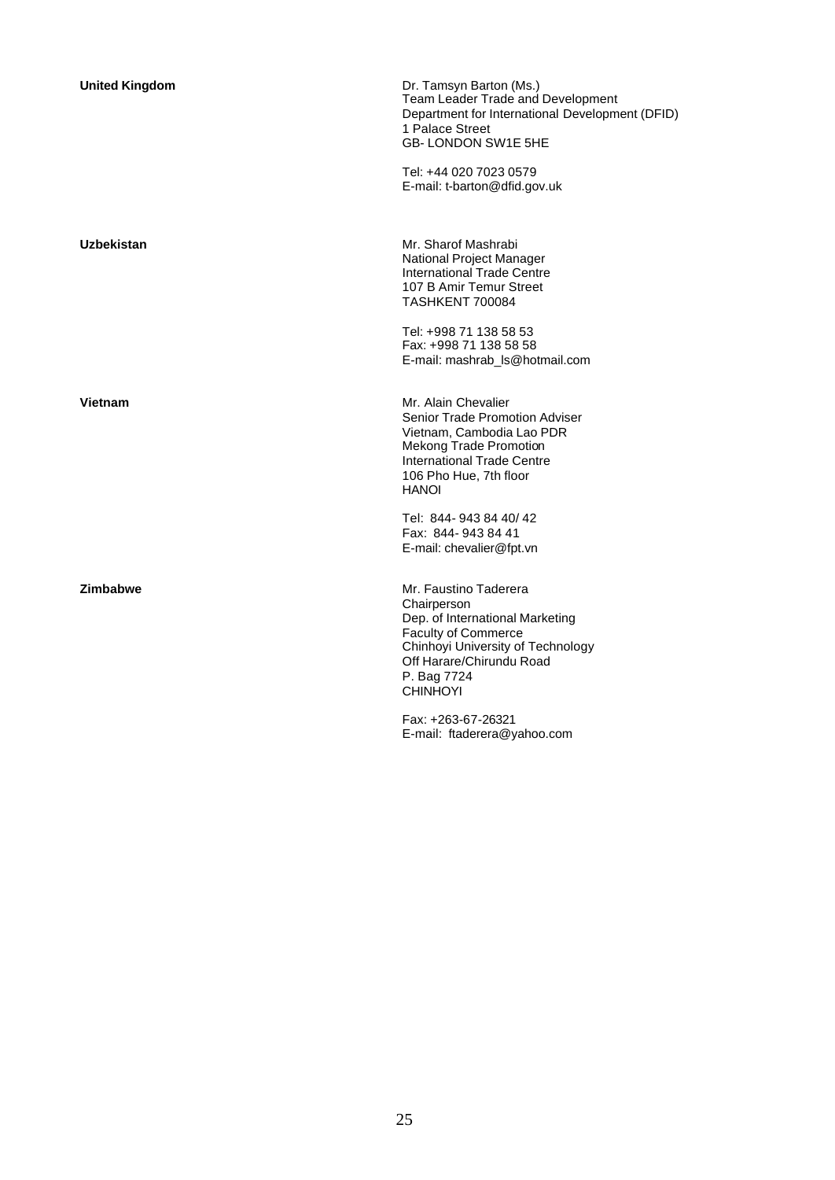**United Kingdom**

Dr. Tamsyn Barton (Ms.)
Team Leader Trade and Development
Department for International Development (DFID)
1 Palace Street
GB- LONDON SW1E 5HE

Tel: +44 020 7023 0579
E-mail: t-barton@dfid.gov.uk

**Uzbekistan**

Mr. Sharof Mashrabi
National Project Manager
International Trade Centre
107 B Amir Temur Street
TASHKENT 700084

Tel: +998 71 138 58 53
Fax: +998 71 138 58 58
E-mail: mashrab_ls@hotmail.com

**Vietnam**

Mr. Alain Chevalier
Senior Trade Promotion Adviser
Vietnam, Cambodia Lao PDR
Mekong Trade Promotion
International Trade Centre
106 Pho Hue, 7th floor
HANOI

Tel: 844- 943 84 40/ 42
Fax: 844- 943 84 41
E-mail: chevalier@fpt.vn

**Zimbabwe**

Mr. Faustino Taderera
Chairperson
Dep. of International Marketing
Faculty of Commerce
Chinhoyi University of Technology
Off Harare/Chirundu Road
P. Bag 7724
CHINHOYI

Fax: +263-67-26321
E-mail: ftaderera@yahoo.com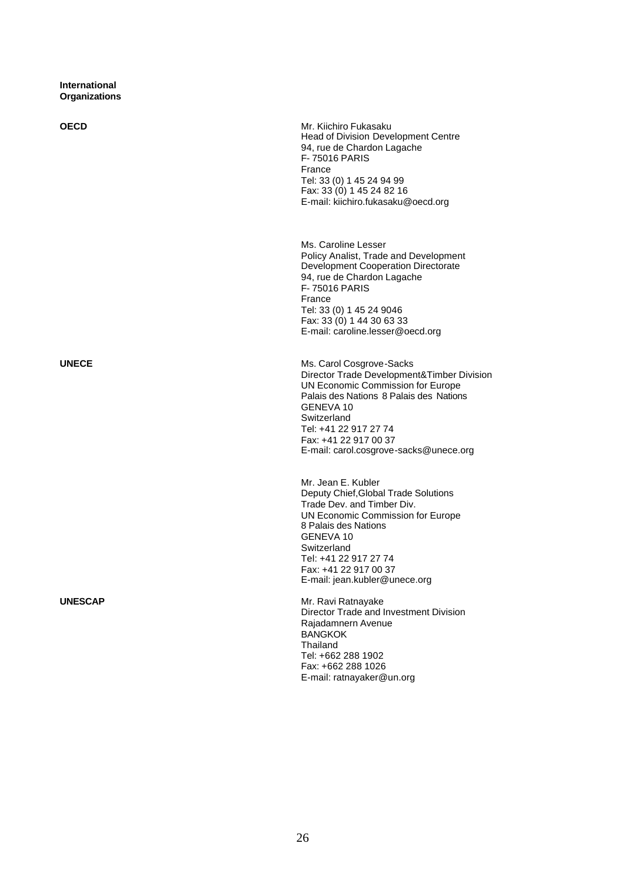**International Organizations**

**OECD**

Mr. Kiichiro Fukasaku
Head of Division Development Centre
94, rue de Chardon Lagache
F- 75016 PARIS
France
Tel: 33 (0) 1 45 24 94 99
Fax: 33 (0) 1 45 24 82 16
E-mail: kiichiro.fukasaku@oecd.org

Ms. Caroline Lesser
Policy Analist, Trade and Development
Development Cooperation Directorate
94, rue de Chardon Lagache
F- 75016 PARIS
France
Tel: 33 (0) 1 45 24 9046
Fax: 33 (0) 1 44 30 63 33
E-mail: caroline.lesser@oecd.org

**UNECE**

Ms. Carol Cosgrove-Sacks
Director Trade Development&Timber Division
UN Economic Commission for Europe
Palais des Nations 8 Palais des Nations
GENEVA 10
Switzerland
Tel: +41 22 917 27 74
Fax: +41 22 917 00 37
E-mail: carol.cosgrove-sacks@unece.org

Mr. Jean E. Kubler
Deputy Chief,Global Trade Solutions
Trade Dev. and Timber Div.
UN Economic Commission for Europe
8 Palais des Nations
GENEVA 10
Switzerland
Tel: +41 22 917 27 74
Fax: +41 22 917 00 37
E-mail: jean.kubler@unece.org

**UNESCAP**

Mr. Ravi Ratnayake
Director Trade and Investment Division
Rajadamnern Avenue
BANGKOK
Thailand
Tel: +662 288 1902
Fax: +662 288 1026
E-mail: ratnayaker@un.org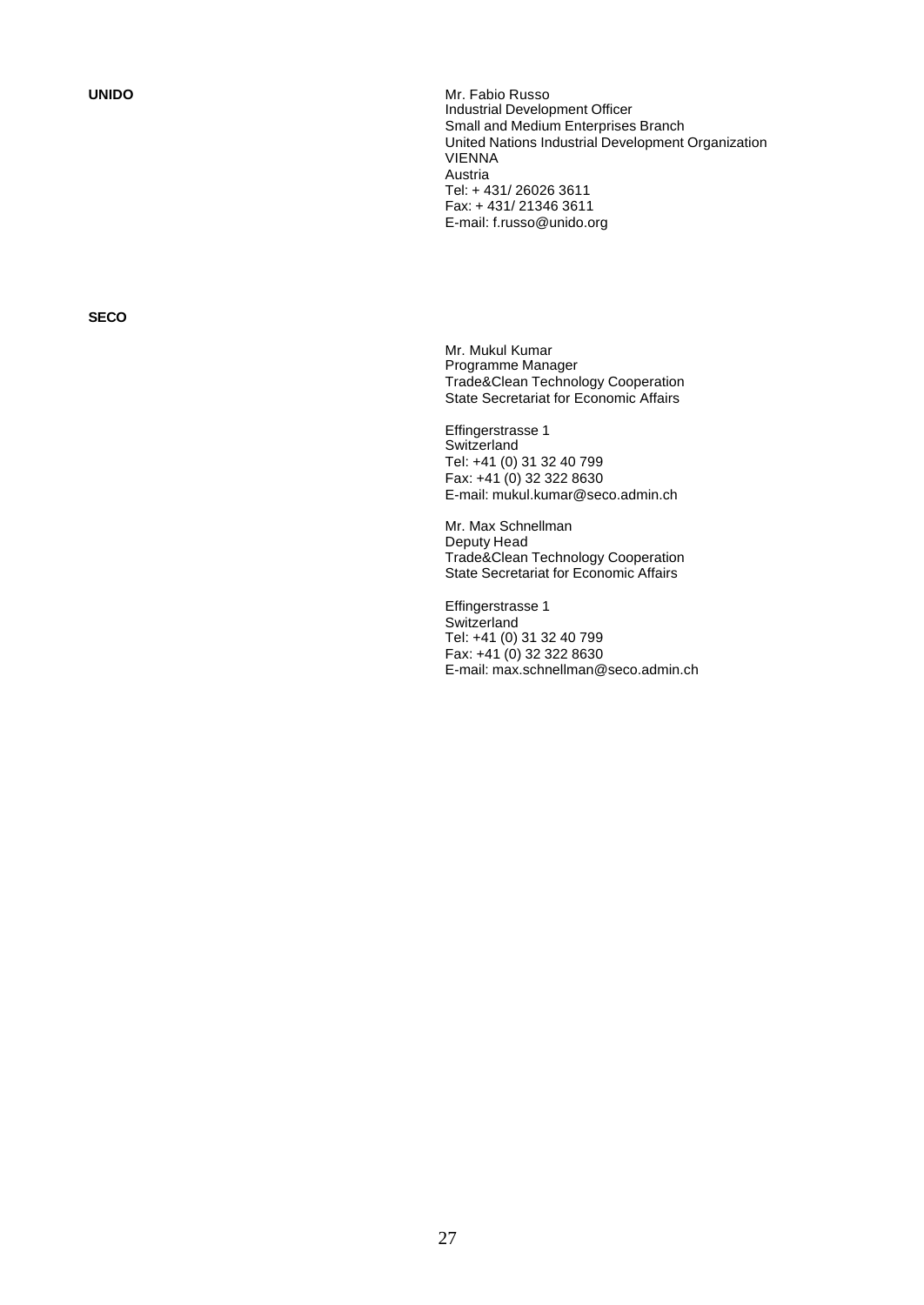**UNIDO**

Mr. Fabio Russo
Industrial Development Officer
Small and Medium Enterprises Branch
United Nations Industrial Development Organization
VIENNA
Austria
Tel: + 431/ 26026 3611
Fax: + 431/ 21346 3611
E-mail: f.russo@unido.org

**SECO**

Mr. Mukul Kumar
Programme Manager
Trade&Clean Technology Cooperation
State Secretariat for Economic Affairs

Effingerstrasse 1
Switzerland
Tel: +41 (0) 31 32 40 799
Fax: +41 (0) 32 322 8630
E-mail: mukul.kumar@seco.admin.ch

Mr. Max Schnellman
Deputy Head
Trade&Clean Technology Cooperation
State Secretariat for Economic Affairs

Effingerstrasse 1
Switzerland
Tel: +41 (0) 31 32 40 799
Fax: +41 (0) 32 322 8630
E-mail: max.schnellman@seco.admin.ch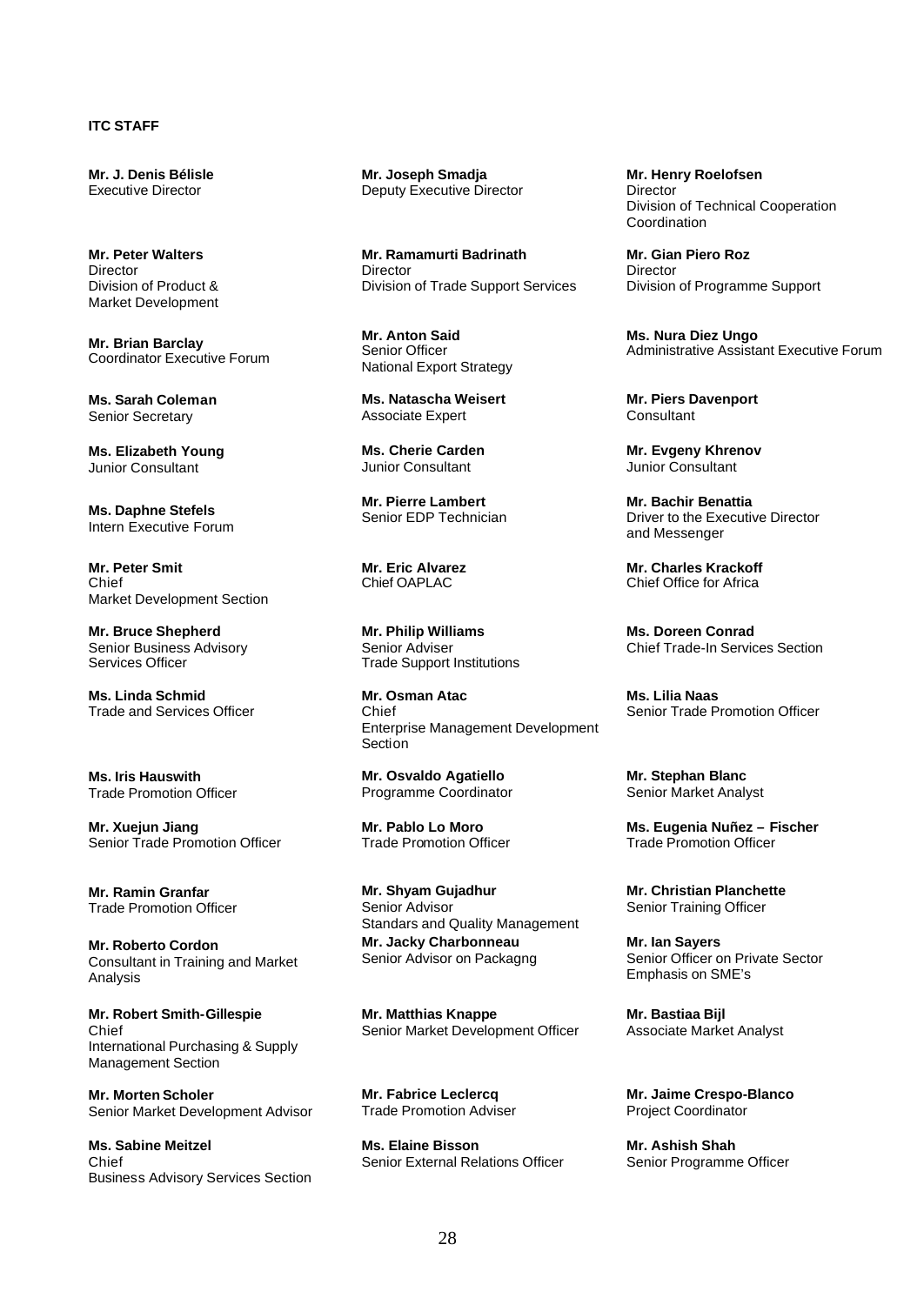**ITC STAFF**

**Mr. J. Denis Bélisle**
Executive Director

**Mr. Joseph Smadja**
Deputy Executive Director

**Mr. Henry Roelofsen**
Director
Division of Technical Cooperation Coordination

**Mr. Peter Walters**
Director
Division of Product & Market Development

**Mr. Ramamurti Badrinath**
Director
Division of Trade Support Services

**Mr. Gian Piero Roz**
Director
Division of Programme Support

**Mr. Brian Barclay**
Coordinator Executive Forum

**Mr. Anton Said**
Senior Officer
National Export Strategy

**Ms. Nura Diez Ungo**
Administrative Assistant Executive Forum

**Ms. Sarah Coleman**
Senior Secretary

**Ms. Natascha Weisert**
Associate Expert

**Mr. Piers Davenport**
Consultant

**Ms. Elizabeth Young**
Junior Consultant

**Ms. Cherie Carden**
Junior Consultant

**Mr. Evgeny Khrenov**
Junior Consultant

**Ms. Daphne Stefels**
Intern Executive Forum

**Mr. Pierre Lambert**
Senior EDP Technician

**Mr. Bachir Benattia**
Driver to the Executive Director and Messenger

**Mr. Peter Smit**
Chief
Market Development Section

**Mr. Eric Alvarez**
Chief OAPLAC

**Mr. Charles Krackoff**
Chief Office for Africa

**Mr. Bruce Shepherd**
Senior Business Advisory Services Officer

**Mr. Philip Williams**
Senior Adviser
Trade Support Institutions

**Ms. Doreen Conrad**
Chief Trade-In Services Section

**Ms. Linda Schmid**
Trade and Services Officer

**Mr. Osman Atac**
Chief
Enterprise Management Development Section

**Ms. Lilia Naas**
Senior Trade Promotion Officer

**Ms. Iris Hauswith**
Trade Promotion Officer

**Mr. Osvaldo Agatiello**
Programme Coordinator

**Mr. Stephan Blanc**
Senior Market Analyst

**Mr. Xuejun Jiang**
Senior Trade Promotion Officer

**Mr. Pablo Lo Moro**
Trade Promotion Officer

**Ms. Eugenia Nuñez – Fischer**
Trade Promotion Officer

**Mr. Ramin Granfar**
Trade Promotion Officer

**Mr. Shyam Gujadhur**
Senior Advisor
Standars and Quality Management

**Mr. Christian Planchette**
Senior Training Officer

**Mr. Roberto Cordon**
Consultant in Training and Market Analysis

**Mr. Jacky Charbonneau**
Senior Advisor on Packagng

**Mr. Ian Sayers**
Senior Officer on Private Sector Emphasis on SME's

**Mr. Robert Smith-Gillespie**
Chief
International Purchasing & Supply Management Section

**Mr. Matthias Knappe**
Senior Market Development Officer

**Mr. Bastiaa Bijl**
Associate Market Analyst

**Mr. Morten Scholer**
Senior Market Development Advisor

**Mr. Fabrice Leclercq**
Trade Promotion Adviser

**Mr. Jaime Crespo-Blanco**
Project Coordinator

**Ms. Sabine Meitzel**
Chief
Business Advisory Services Section

**Ms. Elaine Bisson**
Senior External Relations Officer

**Mr. Ashish Shah**
Senior Programme Officer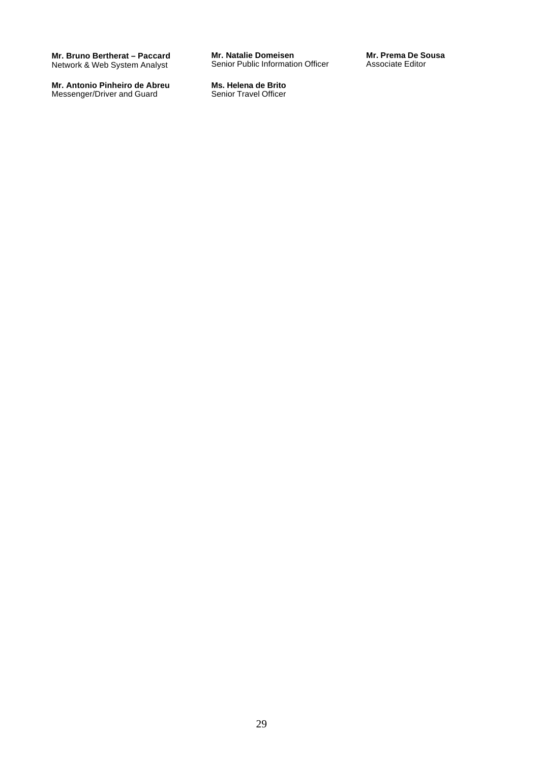**Mr. Bruno Bertherat – Paccard**
Network & Web System Analyst

**Mr. Antonio Pinheiro de Abreu**
Messenger/Driver and Guard

**Mr. Natalie Domeisen**
Senior Public Information Officer

**Ms. Helena de Brito**
Senior Travel Officer

**Mr. Prema De Sousa**
Associate Editor